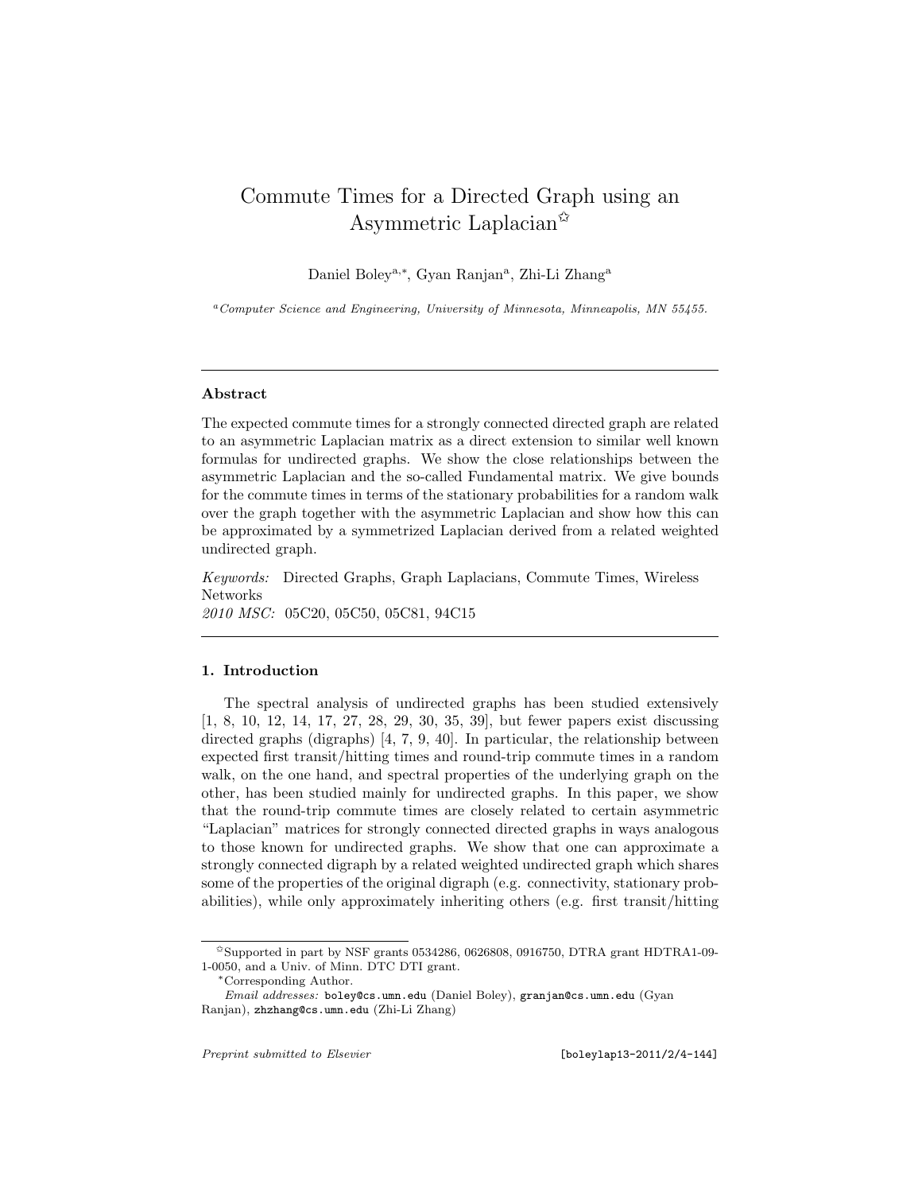# Commute Times for a Directed Graph using an Asymmetric Laplacian[☆]

Daniel Boley[a,*], Gyan Ranjan[a], Zhi-Li Zhang[a]

[a] *Computer Science and Engineering, University of Minnesota, Minneapolis, MN 55455.*

---

### Abstract

The expected commute times for a strongly connected directed graph are related to an asymmetric Laplacian matrix as a direct extension to similar well known formulas for undirected graphs. We show the close relationships between the asymmetric Laplacian and the so-called Fundamental matrix. We give bounds for the commute times in terms of the stationary probabilities for a random walk over the graph together with the asymmetric Laplacian and show how this can be approximated by a symmetrized Laplacian derived from a related weighted undirected graph.

*Keywords:* Directed Graphs, Graph Laplacians, Commute Times, Wireless Networks
*2010 MSC:* 05C20, 05C50, 05C81, 94C15

---

### 1. Introduction

The spectral analysis of undirected graphs has been studied extensively [1, 8, 10, 12, 14, 17, 27, 28, 29, 30, 35, 39], but fewer papers exist discussing directed graphs (digraphs) [4, 7, 9, 40]. In particular, the relationship between expected first transit/hitting times and round-trip commute times in a random walk, on the one hand, and spectral properties of the underlying graph on the other, has been studied mainly for undirected graphs. In this paper, we show that the round-trip commute times are closely related to certain asymmetric "Laplacian" matrices for strongly connected directed graphs in ways analogous to those known for undirected graphs. We show that one can approximate a strongly connected digraph by a related weighted undirected graph which shares some of the properties of the original digraph (e.g. connectivity, stationary probabilities), while only approximately inheriting others (e.g. first transit/hitting

---

[☆] Supported in part by NSF grants 0534286, 0626808, 0916750, DTRA grant HDTRA1-09-1-0050, and a Univ. of Minn. DTC DTI grant.

[*] Corresponding Author.

*Email addresses:* boley@cs.umn.edu (Daniel Boley), granjan@cs.umn.edu (Gyan Ranjan), zhzhang@cs.umn.edu (Zhi-Li Zhang)

*Preprint submitted to Elsevier* [boleylap13-2011/2/4-144]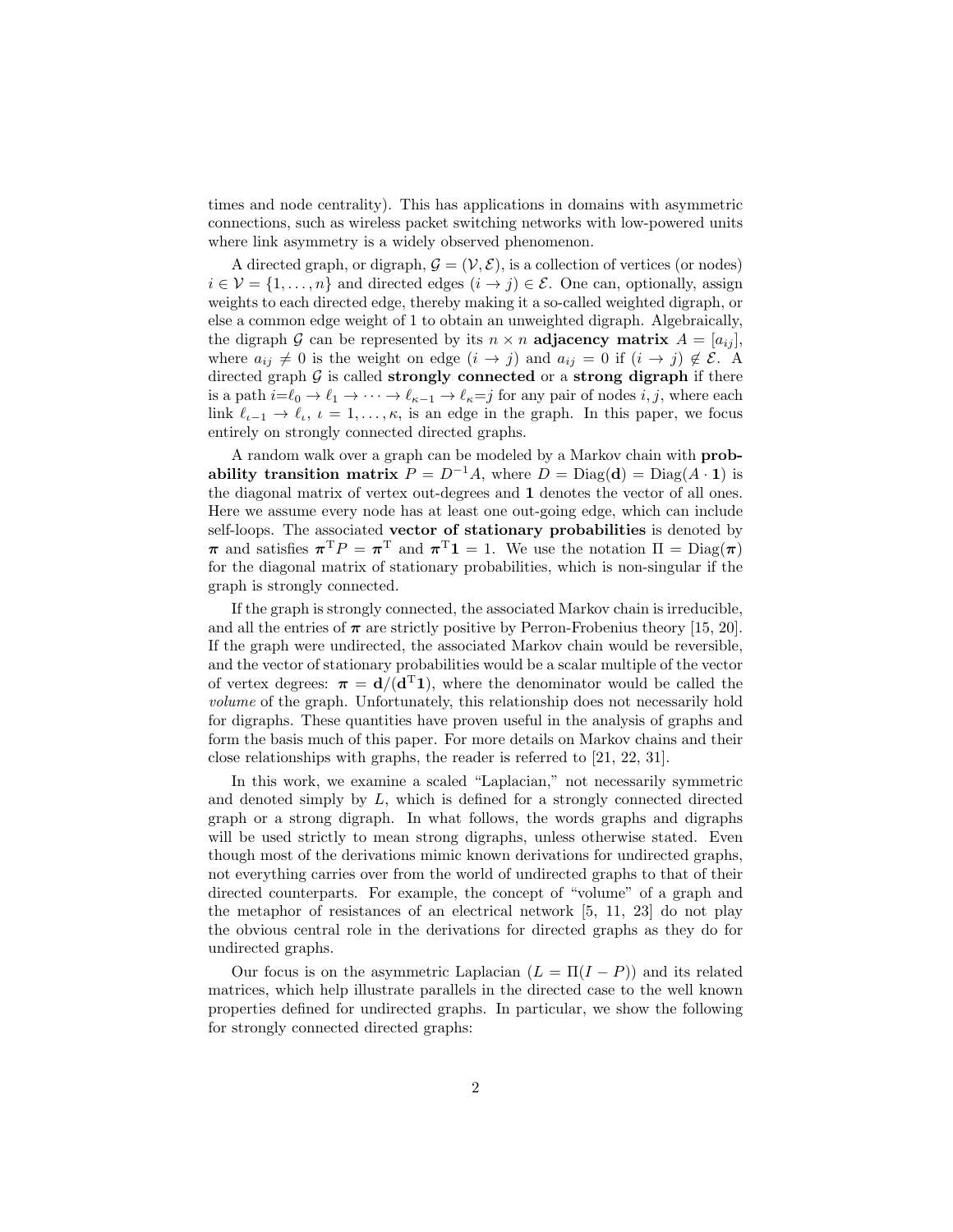times and node centrality). This has applications in domains with asymmetric connections, such as wireless packet switching networks with low-powered units where link asymmetry is a widely observed phenomenon.

A directed graph, or digraph, $\mathcal{G} = (\mathcal{V}, \mathcal{E})$, is a collection of vertices (or nodes) $i \in \mathcal{V} = \{1, \ldots, n\}$ and directed edges $(i \to j) \in \mathcal{E}$. One can, optionally, assign weights to each directed edge, thereby making it a so-called weighted digraph, or else a common edge weight of 1 to obtain an unweighted digraph. Algebraically, the digraph $\mathcal{G}$ can be represented by its $n \times n$ **adjacency matrix** $A = [a_{ij}]$, where $a_{ij} \neq 0$ is the weight on edge $(i \to j)$ and $a_{ij} = 0$ if $(i \to j) \notin \mathcal{E}$. A directed graph $\mathcal{G}$ is called **strongly connected** or a **strong digraph** if there is a path $i{=}\ell_0 \to \ell_1 \to \cdots \to \ell_{\kappa-1} \to \ell_\kappa{=}j$ for any pair of nodes $i, j$, where each link $\ell_{\iota-1} \to \ell_\iota$, $\iota = 1, \ldots, \kappa$, is an edge in the graph. In this paper, we focus entirely on strongly connected directed graphs.

A random walk over a graph can be modeled by a Markov chain with **probability transition matrix** $P = D^{-1}A$, where $D = \mathrm{Diag}(\mathbf{d}) = \mathrm{Diag}(A \cdot \mathbf{1})$ is the diagonal matrix of vertex out-degrees and $\mathbf{1}$ denotes the vector of all ones. Here we assume every node has at least one out-going edge, which can include self-loops. The associated **vector of stationary probabilities** is denoted by $\boldsymbol{\pi}$ and satisfies $\boldsymbol{\pi}^{\mathrm{T}} P = \boldsymbol{\pi}^{\mathrm{T}}$ and $\boldsymbol{\pi}^{\mathrm{T}} \mathbf{1} = 1$. We use the notation $\Pi = \mathrm{Diag}(\boldsymbol{\pi})$ for the diagonal matrix of stationary probabilities, which is non-singular if the graph is strongly connected.

If the graph is strongly connected, the associated Markov chain is irreducible, and all the entries of $\boldsymbol{\pi}$ are strictly positive by Perron-Frobenius theory [15, 20]. If the graph were undirected, the associated Markov chain would be reversible, and the vector of stationary probabilities would be a scalar multiple of the vector of vertex degrees: $\boldsymbol{\pi} = \mathbf{d}/(\mathbf{d}^{\mathrm{T}}\mathbf{1})$, where the denominator would be called the *volume* of the graph. Unfortunately, this relationship does not necessarily hold for digraphs. These quantities have proven useful in the analysis of graphs and form the basis much of this paper. For more details on Markov chains and their close relationships with graphs, the reader is referred to [21, 22, 31].

In this work, we examine a scaled "Laplacian," not necessarily symmetric and denoted simply by $L$, which is defined for a strongly connected directed graph or a strong digraph. In what follows, the words graphs and digraphs will be used strictly to mean strong digraphs, unless otherwise stated. Even though most of the derivations mimic known derivations for undirected graphs, not everything carries over from the world of undirected graphs to that of their directed counterparts. For example, the concept of "volume" of a graph and the metaphor of resistances of an electrical network [5, 11, 23] do not play the obvious central role in the derivations for directed graphs as they do for undirected graphs.

Our focus is on the asymmetric Laplacian ($L = \Pi(I - P)$) and its related matrices, which help illustrate parallels in the directed case to the well known properties defined for undirected graphs. In particular, we show the following for strongly connected directed graphs: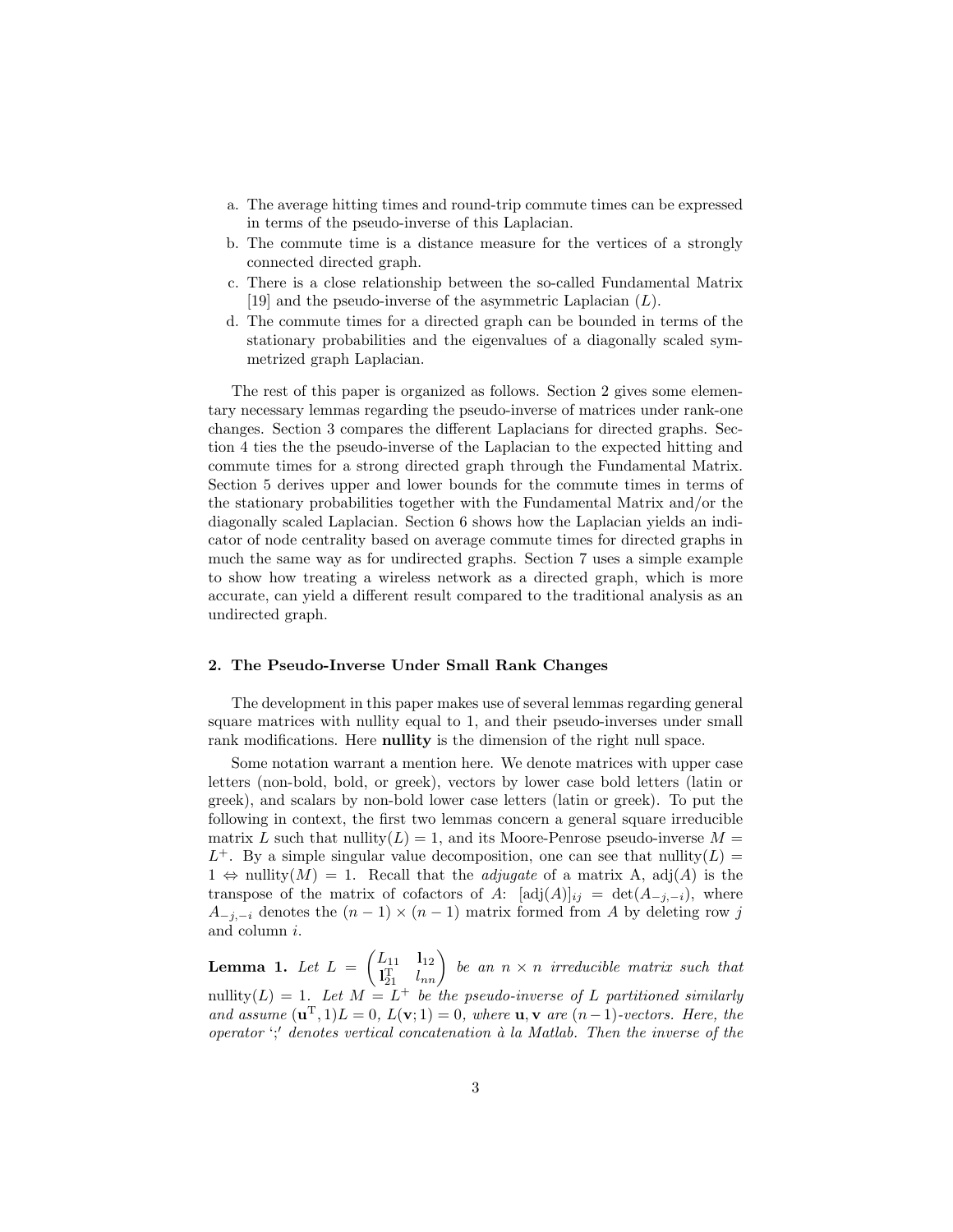a. The average hitting times and round-trip commute times can be expressed in terms of the pseudo-inverse of this Laplacian.
b. The commute time is a distance measure for the vertices of a strongly connected directed graph.
c. There is a close relationship between the so-called Fundamental Matrix [19] and the pseudo-inverse of the asymmetric Laplacian ($L$).
d. The commute times for a directed graph can be bounded in terms of the stationary probabilities and the eigenvalues of a diagonally scaled symmetrized graph Laplacian.

The rest of this paper is organized as follows. Section 2 gives some elementary necessary lemmas regarding the pseudo-inverse of matrices under rank-one changes. Section 3 compares the different Laplacians for directed graphs. Section 4 ties the the pseudo-inverse of the Laplacian to the expected hitting and commute times for a strong directed graph through the Fundamental Matrix. Section 5 derives upper and lower bounds for the commute times in terms of the stationary probabilities together with the Fundamental Matrix and/or the diagonally scaled Laplacian. Section 6 shows how the Laplacian yields an indicator of node centrality based on average commute times for directed graphs in much the same way as for undirected graphs. Section 7 uses a simple example to show how treating a wireless network as a directed graph, which is more accurate, can yield a different result compared to the traditional analysis as an undirected graph.

## 2. The Pseudo-Inverse Under Small Rank Changes

The development in this paper makes use of several lemmas regarding general square matrices with nullity equal to 1, and their pseudo-inverses under small rank modifications. Here **nullity** is the dimension of the right null space.

Some notation warrant a mention here. We denote matrices with upper case letters (non-bold, bold, or greek), vectors by lower case bold letters (latin or greek), and scalars by non-bold lower case letters (latin or greek). To put the following in context, the first two lemmas concern a general square irreducible matrix $L$ such that $\text{nullity}(L) = 1$, and its Moore-Penrose pseudo-inverse $M = L^+$. By a simple singular value decomposition, one can see that $\text{nullity}(L) = 1 \Leftrightarrow \text{nullity}(M) = 1$. Recall that the *adjugate* of a matrix A, $\text{adj}(A)$ is the transpose of the matrix of cofactors of $A$: $[\text{adj}(A)]_{ij} = \det(A_{-j,-i})$, where $A_{-j,-i}$ denotes the $(n-1) \times (n-1)$ matrix formed from $A$ by deleting row $j$ and column $i$.

**Lemma 1.** *Let* $L = \begin{pmatrix} L_{11} & \mathbf{l}_{12} \\ \mathbf{l}_{21}^{\mathrm{T}} & l_{nn} \end{pmatrix}$ *be an* $n \times n$ *irreducible matrix such that* $\text{nullity}(L) = 1$. *Let* $M = L^+$ *be the pseudo-inverse of* $L$ *partitioned similarly and assume* $(\mathbf{u}^{\mathrm{T}}, 1)L = 0$, $L(\mathbf{v}; 1) = 0$, *where* $\mathbf{u}, \mathbf{v}$ *are* $(n-1)$*-vectors. Here, the operator ';' denotes vertical concatenation à la Matlab. Then the inverse of the*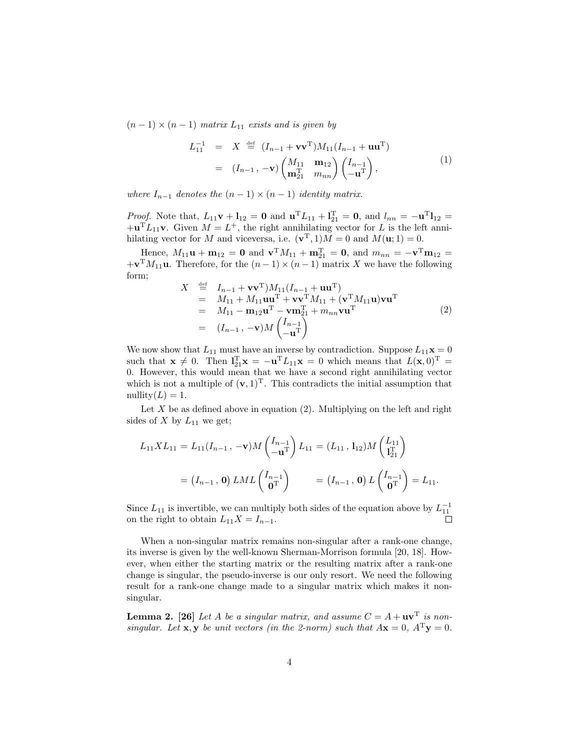$(n-1)\times(n-1)$ *matrix* $L_{11}$ *exists and is given by*

$$\begin{aligned} L_{11}^{-1} &= X \stackrel{\text{def}}{=} (I_{n-1} + \mathbf{v}\mathbf{v}^{\mathrm{T}}) M_{11} (I_{n-1} + \mathbf{u}\mathbf{u}^{\mathrm{T}}) \\ &= (I_{n-1}\,,\, -\mathbf{v}) \begin{pmatrix} M_{11} & \mathbf{m}_{12} \\ \mathbf{m}_{21}^{\mathrm{T}} & m_{nn} \end{pmatrix} \begin{pmatrix} I_{n-1} \\ -\mathbf{u}^{\mathrm{T}} \end{pmatrix}, \end{aligned} \tag{1}$$

*where* $I_{n-1}$ *denotes the* $(n-1)\times(n-1)$ *identity matrix.*

*Proof.* Note that, $L_{11}\mathbf{v} + \mathbf{l}_{12} = \mathbf{0}$ and $\mathbf{u}^{\mathrm{T}} L_{11} + \mathbf{l}_{21}^{\mathrm{T}} = \mathbf{0}$, and $l_{nn} = -\mathbf{u}^{\mathrm{T}}\mathbf{l}_{12} = +\mathbf{u}^{\mathrm{T}} L_{11}\mathbf{v}$. Given $M = L^{+}$, the right annihilating vector for $L$ is the left annihilating vector for $M$ and viceversa, i.e. $(\mathbf{v}^{\mathrm{T}}, 1)M = 0$ and $M(\mathbf{u}; 1) = 0$.

Hence, $M_{11}\mathbf{u} + \mathbf{m}_{12} = \mathbf{0}$ and $\mathbf{v}^{\mathrm{T}} M_{11} + \mathbf{m}_{21}^{\mathrm{T}} = \mathbf{0}$, and $m_{nn} = -\mathbf{v}^{\mathrm{T}}\mathbf{m}_{12} = +\mathbf{v}^{\mathrm{T}} M_{11}\mathbf{u}$. Therefore, for the $(n-1)\times(n-1)$ matrix $X$ we have the following form;

$$\begin{aligned} X &\stackrel{\text{def}}{=} I_{n-1} + \mathbf{v}\mathbf{v}^{\mathrm{T}}) M_{11} (I_{n-1} + \mathbf{u}\mathbf{u}^{\mathrm{T}}) \\ &= M_{11} + M_{11}\mathbf{u}\mathbf{u}^{\mathrm{T}} + \mathbf{v}\mathbf{v}^{\mathrm{T}} M_{11} + (\mathbf{v}^{\mathrm{T}} M_{11}\mathbf{u})\mathbf{v}\mathbf{u}^{\mathrm{T}} \\ &= M_{11} - \mathbf{m}_{12}\mathbf{u}^{\mathrm{T}} - \mathbf{v}\mathbf{m}_{21}^{\mathrm{T}} + m_{nn}\mathbf{v}\mathbf{u}^{\mathrm{T}} \\ &= (I_{n-1}\,,\, -\mathbf{v}) M \begin{pmatrix} I_{n-1} \\ -\mathbf{u}^{\mathrm{T}} \end{pmatrix} \end{aligned} \tag{2}$$

We now show that $L_{11}$ must have an inverse by contradiction. Suppose $L_{11}\mathbf{x} = 0$ such that $\mathbf{x} \neq 0$. Then $\mathbf{l}_{21}^{\mathrm{T}}\mathbf{x} = -\mathbf{u}^{\mathrm{T}} L_{11}\mathbf{x} = 0$ which means that $L(\mathbf{x}, 0)^{\mathrm{T}} = 0$. However, this would mean that we have a second right annihilating vector which is not a multiple of $(\mathbf{v}, 1)^{\mathrm{T}}$. This contradicts the initial assumption that $\text{nullity}(L) = 1$.

Let $X$ be as defined above in equation (2). Multiplying on the left and right sides of $X$ by $L_{11}$ we get;

$$L_{11} X L_{11} = L_{11}(I_{n-1}\,,\, -\mathbf{v}) M \begin{pmatrix} I_{n-1} \\ -\mathbf{u}^{\mathrm{T}} \end{pmatrix} L_{11} = (L_{11}\,,\, \mathbf{l}_{12}) M \begin{pmatrix} L_{11} \\ \mathbf{l}_{21}^{\mathrm{T}} \end{pmatrix}$$

$$= \begin{pmatrix} I_{n-1}\,,\, \mathbf{0} \end{pmatrix} LML \begin{pmatrix} I_{n-1} \\ \mathbf{0}^{\mathrm{T}} \end{pmatrix} \qquad = \begin{pmatrix} I_{n-1}\,,\, \mathbf{0} \end{pmatrix} L \begin{pmatrix} I_{n-1} \\ \mathbf{0}^{\mathrm{T}} \end{pmatrix} = L_{11}.$$

Since $L_{11}$ is invertible, we can multiply both sides of the equation above by $L_{11}^{-1}$ on the right to obtain $L_{11}X = I_{n-1}$. □

When a non-singular matrix remains non-singular after a rank-one change, its inverse is given by the well-known Sherman-Morrison formula [20, 18]. However, when either the starting matrix or the resulting matrix after a rank-one change is singular, the pseudo-inverse is our only resort. We need the following result for a rank-one change made to a singular matrix which makes it non-singular.

**Lemma 2.** **[26]** *Let* $A$ *be a singular matrix, and assume* $C = A + \mathbf{u}\mathbf{v}^{\mathrm{T}}$ *is non-singular. Let* $\mathbf{x}, \mathbf{y}$ *be unit vectors (in the 2-norm) such that* $A\mathbf{x} = 0$, $A^{\mathrm{T}}\mathbf{y} = 0$.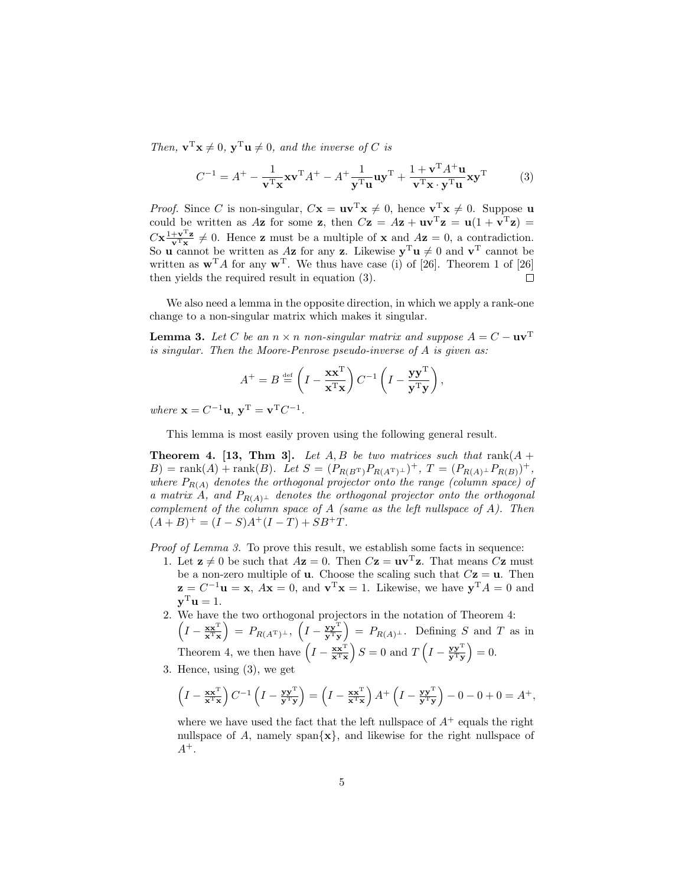*Then, $\mathbf{v}^{\mathrm{T}}\mathbf{x} \neq 0$, $\mathbf{y}^{\mathrm{T}}\mathbf{u} \neq 0$, and the inverse of $C$ is*

$$C^{-1} = A^{+} - \frac{1}{\mathbf{v}^{\mathrm{T}}\mathbf{x}}\mathbf{x}\mathbf{v}^{\mathrm{T}}A^{+} - A^{+}\frac{1}{\mathbf{y}^{\mathrm{T}}\mathbf{u}}\mathbf{u}\mathbf{y}^{\mathrm{T}} + \frac{1+\mathbf{v}^{\mathrm{T}}A^{+}\mathbf{u}}{\mathbf{v}^{\mathrm{T}}\mathbf{x}\cdot\mathbf{y}^{\mathrm{T}}\mathbf{u}}\mathbf{x}\mathbf{y}^{\mathrm{T}} \tag{3}$$

*Proof.* Since $C$ is non-singular, $C\mathbf{x} = \mathbf{u}\mathbf{v}^{\mathrm{T}}\mathbf{x} \neq 0$, hence $\mathbf{v}^{\mathrm{T}}\mathbf{x} \neq 0$. Suppose $\mathbf{u}$ could be written as $A\mathbf{z}$ for some $\mathbf{z}$, then $C\mathbf{z} = A\mathbf{z} + \mathbf{u}\mathbf{v}^{\mathrm{T}}\mathbf{z} = \mathbf{u}(1+\mathbf{v}^{\mathrm{T}}\mathbf{z}) = C\mathbf{x}\frac{1+\mathbf{v}^{\mathrm{T}}\mathbf{z}}{\mathbf{v}^{\mathrm{T}}\mathbf{x}} \neq 0$. Hence $\mathbf{z}$ must be a multiple of $\mathbf{x}$ and $A\mathbf{z} = 0$, a contradiction. So $\mathbf{u}$ cannot be written as $A\mathbf{z}$ for any $\mathbf{z}$. Likewise $\mathbf{y}^{\mathrm{T}}\mathbf{u} \neq 0$ and $\mathbf{v}^{\mathrm{T}}$ cannot be written as $\mathbf{w}^{\mathrm{T}}A$ for any $\mathbf{w}^{\mathrm{T}}$. We thus have case (i) of [26]. Theorem 1 of [26] then yields the required result in equation (3). $\square$

We also need a lemma in the opposite direction, in which we apply a rank-one change to a non-singular matrix which makes it singular.

**Lemma 3.** *Let $C$ be an $n \times n$ non-singular matrix and suppose $A = C - \mathbf{u}\mathbf{v}^{\mathrm{T}}$ is singular. Then the Moore-Penrose pseudo-inverse of $A$ is given as:*

$$A^{+} = B \stackrel{\text{def}}{=} \left(I - \frac{\mathbf{x}\mathbf{x}^{\mathrm{T}}}{\mathbf{x}^{\mathrm{T}}\mathbf{x}}\right) C^{-1} \left(I - \frac{\mathbf{y}\mathbf{y}^{\mathrm{T}}}{\mathbf{y}^{\mathrm{T}}\mathbf{y}}\right),$$

*where $\mathbf{x} = C^{-1}\mathbf{u}$, $\mathbf{y}^{\mathrm{T}} = \mathbf{v}^{\mathrm{T}}C^{-1}$.*

This lemma is most easily proven using the following general result.

**Theorem 4. [13, Thm 3].** *Let $A, B$ be two matrices such that $\operatorname{rank}(A+B) = \operatorname{rank}(A) + \operatorname{rank}(B)$. Let $S = (P_{R(B^{\mathrm{T}})}P_{R(A^{\mathrm{T}})^{\perp}})^{+}$, $T = (P_{R(A)^{\perp}}P_{R(B)})^{+}$, where $P_{R(A)}$ denotes the orthogonal projector onto the range (column space) of a matrix $A$, and $P_{R(A)^{\perp}}$ denotes the orthogonal projector onto the orthogonal complement of the column space of $A$ (same as the left nullspace of $A$). Then $(A+B)^{+} = (I-S)A^{+}(I-T) + SB^{+}T$.*

*Proof of Lemma 3.* To prove this result, we establish some facts in sequence:

1. Let $\mathbf{z} \neq 0$ be such that $A\mathbf{z} = 0$. Then $C\mathbf{z} = \mathbf{u}\mathbf{v}^{\mathrm{T}}\mathbf{z}$. That means $C\mathbf{z}$ must be a non-zero multiple of $\mathbf{u}$. Choose the scaling such that $C\mathbf{z} = \mathbf{u}$. Then $\mathbf{z} = C^{-1}\mathbf{u} = \mathbf{x}$, $A\mathbf{x} = 0$, and $\mathbf{v}^{\mathrm{T}}\mathbf{x} = 1$. Likewise, we have $\mathbf{y}^{\mathrm{T}}A = 0$ and $\mathbf{y}^{\mathrm{T}}\mathbf{u} = 1$.
2. We have the two orthogonal projectors in the notation of Theorem 4: $\left(I - \frac{\mathbf{x}\mathbf{x}^{\mathrm{T}}}{\mathbf{x}^{\mathrm{T}}\mathbf{x}}\right) = P_{R(A^{\mathrm{T}})^{\perp}}$, $\left(I - \frac{\mathbf{y}\mathbf{y}^{\mathrm{T}}}{\mathbf{y}^{\mathrm{T}}\mathbf{y}}\right) = P_{R(A)^{\perp}}$. Defining $S$ and $T$ as in Theorem 4, we then have $\left(I - \frac{\mathbf{x}\mathbf{x}^{\mathrm{T}}}{\mathbf{x}^{\mathrm{T}}\mathbf{x}}\right)S = 0$ and $T\left(I - \frac{\mathbf{y}\mathbf{y}^{\mathrm{T}}}{\mathbf{y}^{\mathrm{T}}\mathbf{y}}\right) = 0$.
3. Hence, using (3), we get

$$\left(I - \frac{\mathbf{x}\mathbf{x}^{\mathrm{T}}}{\mathbf{x}^{\mathrm{T}}\mathbf{x}}\right) C^{-1} \left(I - \frac{\mathbf{y}\mathbf{y}^{\mathrm{T}}}{\mathbf{y}^{\mathrm{T}}\mathbf{y}}\right) = \left(I - \frac{\mathbf{x}\mathbf{x}^{\mathrm{T}}}{\mathbf{x}^{\mathrm{T}}\mathbf{x}}\right) A^{+} \left(I - \frac{\mathbf{y}\mathbf{y}^{\mathrm{T}}}{\mathbf{y}^{\mathrm{T}}\mathbf{y}}\right) - 0 - 0 + 0 = A^{+},$$

   where we have used the fact that the left nullspace of $A^{+}$ equals the right nullspace of $A$, namely $\operatorname{span}\{\mathbf{x}\}$, and likewise for the right nullspace of $A^{+}$.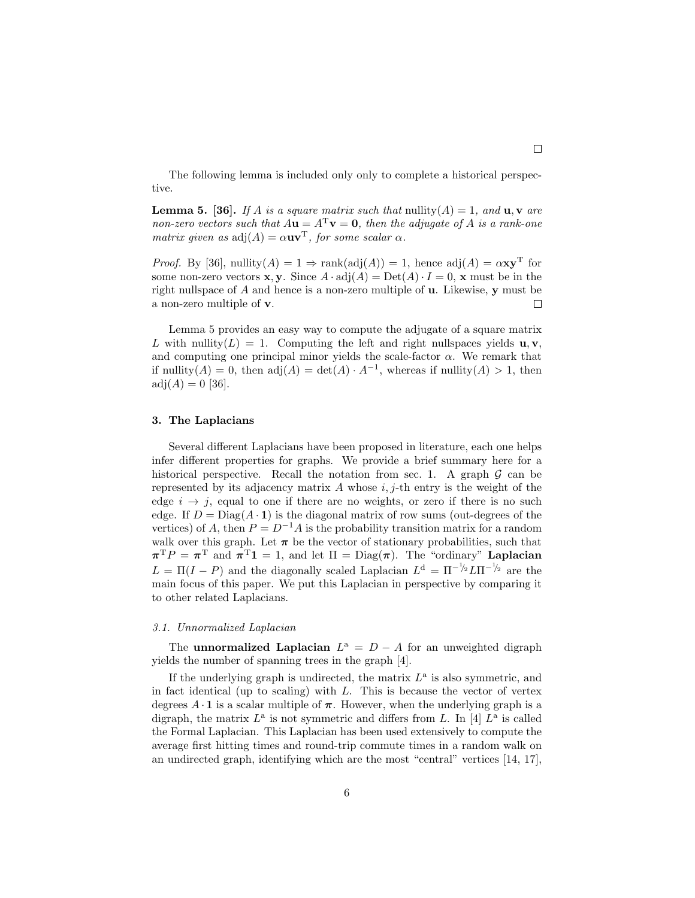□

The following lemma is included only only to complete a historical perspective.

**Lemma 5. [36].** *If $A$ is a square matrix such that* $\text{nullity}(A) = 1$*, and* $\mathbf{u}, \mathbf{v}$ *are non-zero vectors such that* $A\mathbf{u} = A^{\mathrm{T}}\mathbf{v} = \mathbf{0}$*, then the adjugate of $A$ is a rank-one matrix given as* $\text{adj}(A) = \alpha \mathbf{u}\mathbf{v}^{\mathrm{T}}$*, for some scalar $\alpha$.*

*Proof.* By [36], $\text{nullity}(A) = 1 \Rightarrow \text{rank}(\text{adj}(A)) = 1$, hence $\text{adj}(A) = \alpha \mathbf{x}\mathbf{y}^{\mathrm{T}}$ for some non-zero vectors $\mathbf{x}, \mathbf{y}$. Since $A \cdot \text{adj}(A) = \text{Det}(A) \cdot I = 0$, $\mathbf{x}$ must be in the right nullspace of $A$ and hence is a non-zero multiple of $\mathbf{u}$. Likewise, $\mathbf{y}$ must be a non-zero multiple of $\mathbf{v}$. □

Lemma 5 provides an easy way to compute the adjugate of a square matrix $L$ with $\text{nullity}(L) = 1$. Computing the left and right nullspaces yields $\mathbf{u}, \mathbf{v}$, and computing one principal minor yields the scale-factor $\alpha$. We remark that if $\text{nullity}(A) = 0$, then $\text{adj}(A) = \det(A) \cdot A^{-1}$, whereas if $\text{nullity}(A) > 1$, then $\text{adj}(A) = 0$ [36].

## 3. The Laplacians

Several different Laplacians have been proposed in literature, each one helps infer different properties for graphs. We provide a brief summary here for a historical perspective. Recall the notation from sec. 1. A graph $\mathcal{G}$ can be represented by its adjacency matrix $A$ whose $i, j$-th entry is the weight of the edge $i \to j$, equal to one if there are no weights, or zero if there is no such edge. If $D = \text{Diag}(A \cdot \mathbf{1})$ is the diagonal matrix of row sums (out-degrees of the vertices) of $A$, then $P = D^{-1}A$ is the probability transition matrix for a random walk over this graph. Let $\boldsymbol{\pi}$ be the vector of stationary probabilities, such that $\boldsymbol{\pi}^{\mathrm{T}}P = \boldsymbol{\pi}^{\mathrm{T}}$ and $\boldsymbol{\pi}^{\mathrm{T}}\mathbf{1} = 1$, and let $\Pi = \text{Diag}(\boldsymbol{\pi})$. The "ordinary" **Laplacian** $L = \Pi(I - P)$ and the diagonally scaled Laplacian $L^{\mathrm{d}} = \Pi^{-1/2} L \Pi^{-1/2}$ are the main focus of this paper. We put this Laplacian in perspective by comparing it to other related Laplacians.

### 3.1. Unnormalized Laplacian

The **unnormalized Laplacian** $L^{\mathrm{a}} = D - A$ for an unweighted digraph yields the number of spanning trees in the graph [4].

If the underlying graph is undirected, the matrix $L^{\mathrm{a}}$ is also symmetric, and in fact identical (up to scaling) with $L$. This is because the vector of vertex degrees $A \cdot \mathbf{1}$ is a scalar multiple of $\boldsymbol{\pi}$. However, when the underlying graph is a digraph, the matrix $L^{\mathrm{a}}$ is not symmetric and differs from $L$. In [4] $L^{\mathrm{a}}$ is called the Formal Laplacian. This Laplacian has been used extensively to compute the average first hitting times and round-trip commute times in a random walk on an undirected graph, identifying which are the most "central" vertices [14, 17],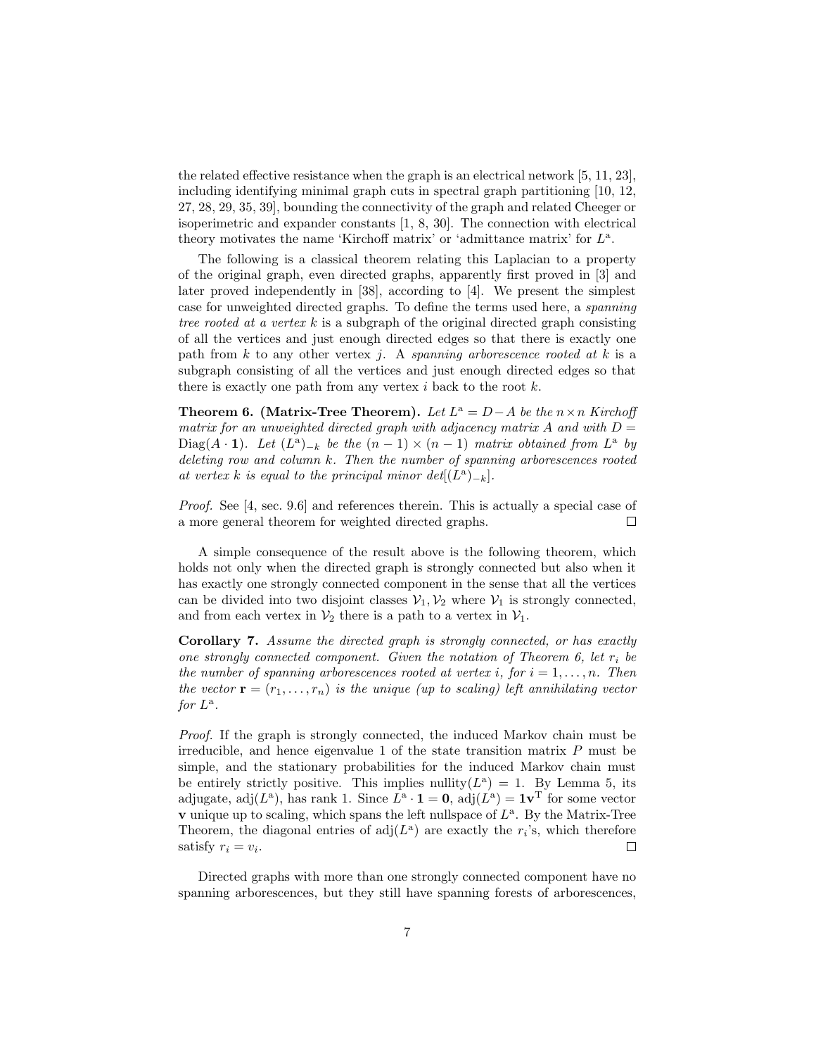the related effective resistance when the graph is an electrical network [5, 11, 23], including identifying minimal graph cuts in spectral graph partitioning [10, 12, 27, 28, 29, 35, 39], bounding the connectivity of the graph and related Cheeger or isoperimetric and expander constants [1, 8, 30]. The connection with electrical theory motivates the name 'Kirchoff matrix' or 'admittance matrix' for $L^{\mathrm{a}}$.

The following is a classical theorem relating this Laplacian to a property of the original graph, even directed graphs, apparently first proved in [3] and later proved independently in [38], according to [4]. We present the simplest case for unweighted directed graphs. To define the terms used here, a *spanning tree rooted at a vertex k* is a subgraph of the original directed graph consisting of all the vertices and just enough directed edges so that there is exactly one path from $k$ to any other vertex $j$. A *spanning arborescence rooted at k* is a subgraph consisting of all the vertices and just enough directed edges so that there is exactly one path from any vertex $i$ back to the root $k$.

**Theorem 6. (Matrix-Tree Theorem).** *Let $L^{\mathrm{a}} = D - A$ be the $n \times n$ Kirchoff matrix for an unweighted directed graph with adjacency matrix $A$ and with $D = \mathrm{Diag}(A \cdot \mathbf{1})$. Let $(L^{\mathrm{a}})_{-k}$ be the $(n-1) \times (n-1)$ matrix obtained from $L^{\mathrm{a}}$ by deleting row and column $k$. Then the number of spanning arborescences rooted at vertex $k$ is equal to the principal minor $det[(L^{\mathrm{a}})_{-k}]$.*

*Proof.* See [4, sec. 9.6] and references therein. This is actually a special case of a more general theorem for weighted directed graphs. □

A simple consequence of the result above is the following theorem, which holds not only when the directed graph is strongly connected but also when it has exactly one strongly connected component in the sense that all the vertices can be divided into two disjoint classes $\mathcal{V}_1, \mathcal{V}_2$ where $\mathcal{V}_1$ is strongly connected, and from each vertex in $\mathcal{V}_2$ there is a path to a vertex in $\mathcal{V}_1$.

**Corollary 7.** *Assume the directed graph is strongly connected, or has exactly one strongly connected component. Given the notation of Theorem 6, let $r_i$ be the number of spanning arborescences rooted at vertex $i$, for $i = 1, \ldots, n$. Then the vector $\mathbf{r} = (r_1, \ldots, r_n)$ is the unique (up to scaling) left annihilating vector for $L^{\mathrm{a}}$.*

*Proof.* If the graph is strongly connected, the induced Markov chain must be irreducible, and hence eigenvalue 1 of the state transition matrix $P$ must be simple, and the stationary probabilities for the induced Markov chain must be entirely strictly positive. This implies $\mathrm{nullity}(L^{\mathrm{a}}) = 1$. By Lemma 5, its adjugate, $\mathrm{adj}(L^{\mathrm{a}})$, has rank 1. Since $L^{\mathrm{a}} \cdot \mathbf{1} = \mathbf{0}$, $\mathrm{adj}(L^{\mathrm{a}}) = \mathbf{1}\mathbf{v}^{\mathrm{T}}$ for some vector $\mathbf{v}$ unique up to scaling, which spans the left nullspace of $L^{\mathrm{a}}$. By the Matrix-Tree Theorem, the diagonal entries of $\mathrm{adj}(L^{\mathrm{a}})$ are exactly the $r_i$'s, which therefore satisfy $r_i = v_i$. □

Directed graphs with more than one strongly connected component have no spanning arborescences, but they still have spanning forests of arborescences,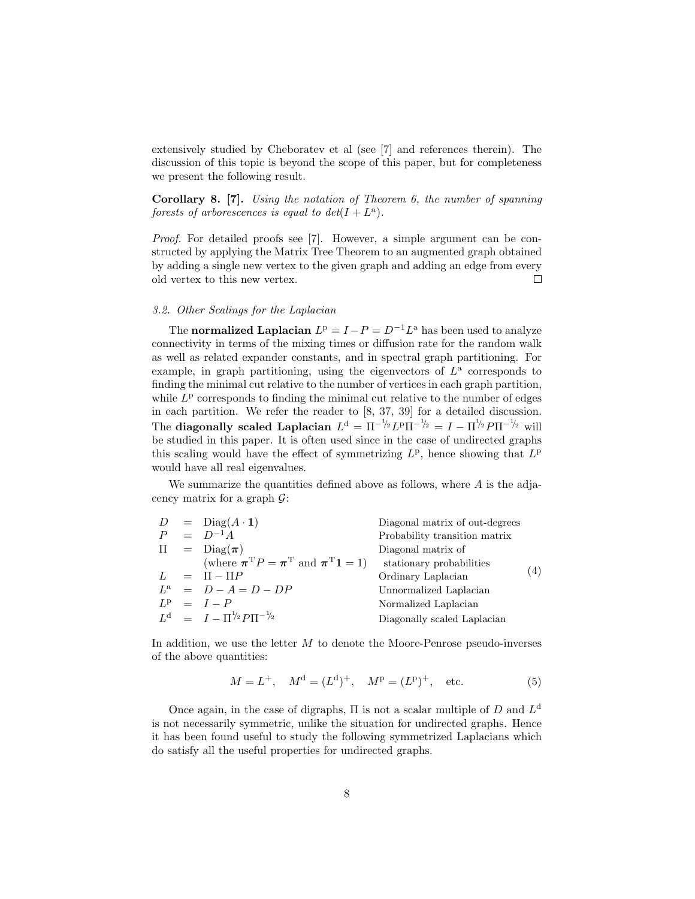extensively studied by Cheboratev et al (see [7] and references therein). The discussion of this topic is beyond the scope of this paper, but for completeness we present the following result.

**Corollary 8. [7].** *Using the notation of Theorem 6, the number of spanning forests of arborescences is equal to $det(I + L^{\rm a})$.*

*Proof.* For detailed proofs see [7]. However, a simple argument can be constructed by applying the Matrix Tree Theorem to an augmented graph obtained by adding a single new vertex to the given graph and adding an edge from every old vertex to this new vertex. □

### *3.2. Other Scalings for the Laplacian*

The **normalized Laplacian** $L^{\rm p} = I - P = D^{-1}L^{\rm a}$ has been used to analyze connectivity in terms of the mixing times or diffusion rate for the random walk as well as related expander constants, and in spectral graph partitioning. For example, in graph partitioning, using the eigenvectors of $L^{\rm a}$ corresponds to finding the minimal cut relative to the number of vertices in each graph partition, while $L^{\rm p}$ corresponds to finding the minimal cut relative to the number of edges in each partition. We refer the reader to [8, 37, 39] for a detailed discussion. The **diagonally scaled Laplacian** $L^{\rm d} = \Pi^{-1/2}L^{\rm p}\Pi^{-1/2} = I - \Pi^{1/2}P\Pi^{-1/2}$ will be studied in this paper. It is often used since in the case of undirected graphs this scaling would have the effect of symmetrizing $L^{\rm p}$, hence showing that $L^{\rm p}$ would have all real eigenvalues.

We summarize the quantities defined above as follows, where $A$ is the adjacency matrix for a graph $\mathcal{G}$:

$$
\begin{array}{lcll}
D & = & \mathrm{Diag}(A \cdot \mathbf{1}) & \text{Diagonal matrix of out-degrees} \\
P & = & D^{-1}A & \text{Probability transition matrix} \\
\Pi & = & \mathrm{Diag}(\boldsymbol{\pi}) & \text{Diagonal matrix of} \\
 & & (\text{where } \boldsymbol{\pi}^{\mathrm{T}}P = \boldsymbol{\pi}^{\mathrm{T}} \text{ and } \boldsymbol{\pi}^{\mathrm{T}}\mathbf{1} = 1) & \quad \text{stationary probabilities} \\
L & = & \Pi - \Pi P & \text{Ordinary Laplacian} \\
L^{\rm a} & = & D - A = D - DP & \text{Unnormalized Laplacian} \\
L^{\rm p} & = & I - P & \text{Normalized Laplacian} \\
L^{\rm d} & = & I - \Pi^{1/2}P\Pi^{-1/2} & \text{Diagonally scaled Laplacian}
\end{array}
\qquad (4)
$$

In addition, we use the letter $M$ to denote the Moore-Penrose pseudo-inverses of the above quantities:

$$
M = L^{+}, \quad M^{\rm d} = (L^{\rm d})^{+}, \quad M^{\rm p} = (L^{\rm p})^{+}, \quad \text{etc.} \qquad (5)
$$

Once again, in the case of digraphs, $\Pi$ is not a scalar multiple of $D$ and $L^{\rm d}$ is not necessarily symmetric, unlike the situation for undirected graphs. Hence it has been found useful to study the following symmetrized Laplacians which do satisfy all the useful properties for undirected graphs.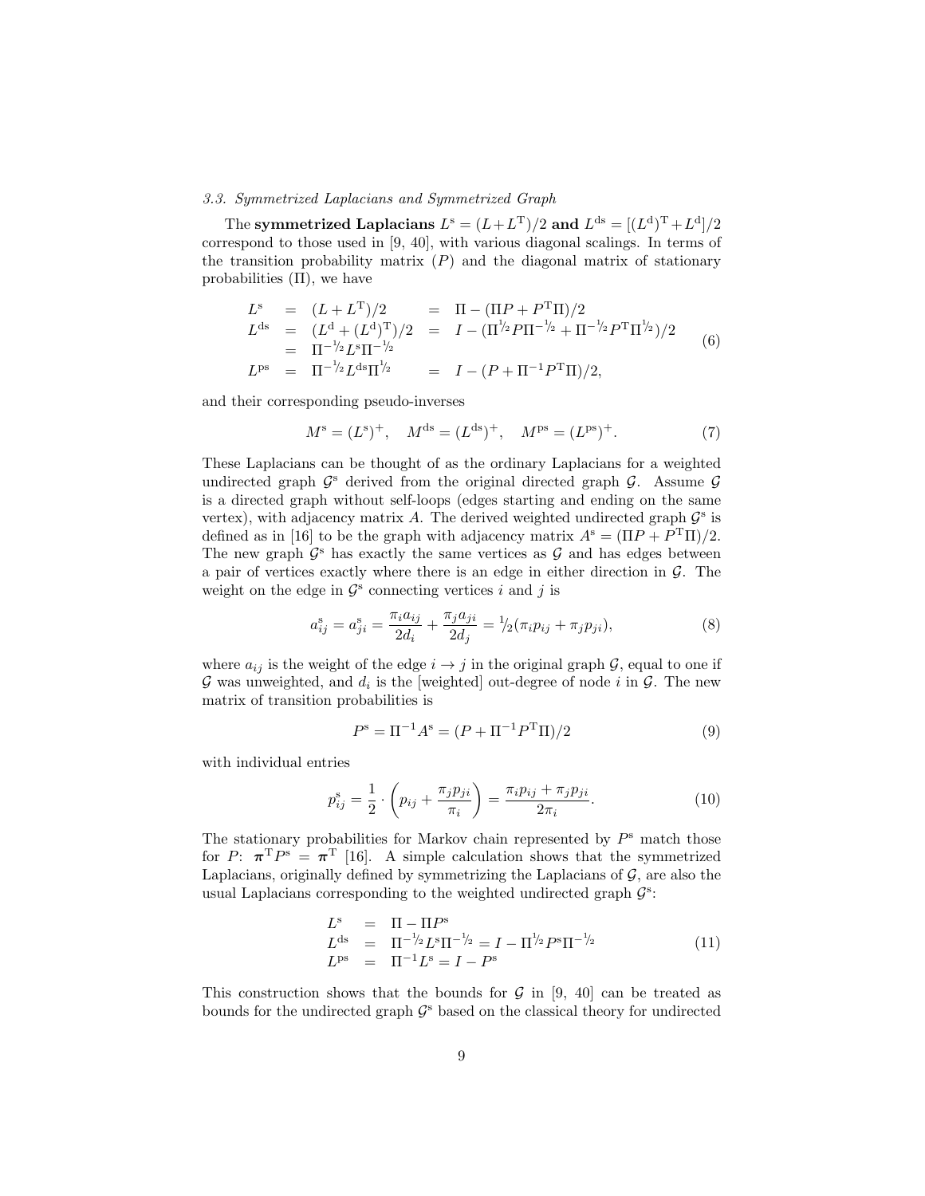### 3.3. Symmetrized Laplacians and Symmetrized Graph

The **symmetrized Laplacians** $L^{\rm s} = (L+L^{\rm T})/2$ **and** $L^{\rm ds} = [(L^{\rm d})^{\rm T} + L^{\rm d}]/2$ correspond to those used in [9, 40], with various diagonal scalings. In terms of the transition probability matrix ($P$) and the diagonal matrix of stationary probabilities ($\Pi$), we have

$$
\begin{array}{rclcl}
L^{\rm s} &=& (L+L^{\rm T})/2 &=& \Pi - (\Pi P + P^{\rm T}\Pi)/2 \\
L^{\rm ds} &=& (L^{\rm d} + (L^{\rm d})^{\rm T})/2 &=& I - (\Pi^{1/2} P \Pi^{-1/2} + \Pi^{-1/2} P^{\rm T} \Pi^{1/2})/2 \\
&=& \Pi^{-1/2} L^{\rm s} \Pi^{-1/2} && \\
L^{\rm ps} &=& \Pi^{-1/2} L^{\rm ds} \Pi^{1/2} &=& I - (P + \Pi^{-1} P^{\rm T} \Pi)/2,
\end{array}
\tag{6}
$$

and their corresponding pseudo-inverses

$$
M^{\rm s} = (L^{\rm s})^+, \quad M^{\rm ds} = (L^{\rm ds})^+, \quad M^{\rm ps} = (L^{\rm ps})^+. \tag{7}
$$

These Laplacians can be thought of as the ordinary Laplacians for a weighted undirected graph $\mathcal{G}^{\rm s}$ derived from the original directed graph $\mathcal{G}$. Assume $\mathcal{G}$ is a directed graph without self-loops (edges starting and ending on the same vertex), with adjacency matrix $A$. The derived weighted undirected graph $\mathcal{G}^{\rm s}$ is defined as in [16] to be the graph with adjacency matrix $A^{\rm s} = (\Pi P + P^{\rm T}\Pi)/2$. The new graph $\mathcal{G}^{\rm s}$ has exactly the same vertices as $\mathcal{G}$ and has edges between a pair of vertices exactly where there is an edge in either direction in $\mathcal{G}$. The weight on the edge in $\mathcal{G}^{\rm s}$ connecting vertices $i$ and $j$ is

$$
a^{\rm s}_{ij} = a^{\rm s}_{ji} = \frac{\pi_i a_{ij}}{2d_i} + \frac{\pi_j a_{ji}}{2d_j} = {}^1\!/_2(\pi_i p_{ij} + \pi_j p_{ji}), \tag{8}
$$

where $a_{ij}$ is the weight of the edge $i \to j$ in the original graph $\mathcal{G}$, equal to one if $\mathcal{G}$ was unweighted, and $d_i$ is the [weighted] out-degree of node $i$ in $\mathcal{G}$. The new matrix of transition probabilities is

$$
P^{\rm s} = \Pi^{-1} A^{\rm s} = (P + \Pi^{-1} P^{\rm T} \Pi)/2 \tag{9}
$$

with individual entries

$$
p^{\rm s}_{ij} = \frac{1}{2} \cdot \left( p_{ij} + \frac{\pi_j p_{ji}}{\pi_i} \right) = \frac{\pi_i p_{ij} + \pi_j p_{ji}}{2\pi_i}. \tag{10}
$$

The stationary probabilities for Markov chain represented by $P^{\rm s}$ match those for $P$: $\boldsymbol{\pi}^{\rm T} P^{\rm s} = \boldsymbol{\pi}^{\rm T}$ [16]. A simple calculation shows that the symmetrized Laplacians, originally defined by symmetrizing the Laplacians of $\mathcal{G}$, are also the usual Laplacians corresponding to the weighted undirected graph $\mathcal{G}^{\rm s}$:

$$
\begin{array}{rcl}
L^{\rm s} &=& \Pi - \Pi P^{\rm s} \\
L^{\rm ds} &=& \Pi^{-1/2} L^{\rm s} \Pi^{-1/2} = I - \Pi^{1/2} P^{\rm s} \Pi^{-1/2} \\
L^{\rm ps} &=& \Pi^{-1} L^{\rm s} = I - P^{\rm s}
\end{array}
\tag{11}
$$

This construction shows that the bounds for $\mathcal{G}$ in [9, 40] can be treated as bounds for the undirected graph $\mathcal{G}^{\rm s}$ based on the classical theory for undirected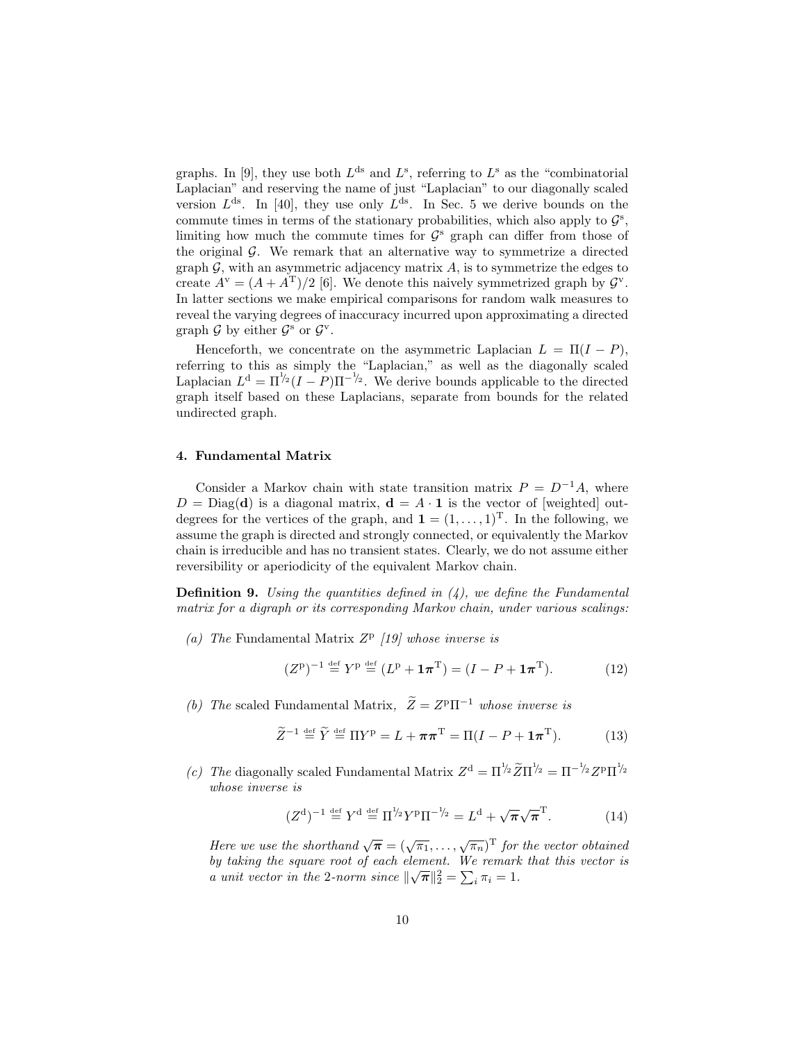graphs. In [9], they use both $L^{\mathrm{ds}}$ and $L^{\mathrm{s}}$, referring to $L^{\mathrm{s}}$ as the "combinatorial Laplacian" and reserving the name of just "Laplacian" to our diagonally scaled version $L^{\mathrm{ds}}$. In [40], they use only $L^{\mathrm{ds}}$. In Sec. 5 we derive bounds on the commute times in terms of the stationary probabilities, which also apply to $\mathcal{G}^{\mathrm{s}}$, limiting how much the commute times for $\mathcal{G}^{\mathrm{s}}$ graph can differ from those of the original $\mathcal{G}$. We remark that an alternative way to symmetrize a directed graph $\mathcal{G}$, with an asymmetric adjacency matrix $A$, is to symmetrize the edges to create $A^{\mathrm{v}} = (A + A^{\mathrm{T}})/2$ [6]. We denote this naively symmetrized graph by $\mathcal{G}^{\mathrm{v}}$. In latter sections we make empirical comparisons for random walk measures to reveal the varying degrees of inaccuracy incurred upon approximating a directed graph $\mathcal{G}$ by either $\mathcal{G}^{\mathrm{s}}$ or $\mathcal{G}^{\mathrm{v}}$.

Henceforth, we concentrate on the asymmetric Laplacian $L = \Pi(I - P)$, referring to this as simply the "Laplacian," as well as the diagonally scaled Laplacian $L^{\mathrm{d}} = \Pi^{1/2}(I - P)\Pi^{-1/2}$. We derive bounds applicable to the directed graph itself based on these Laplacians, separate from bounds for the related undirected graph.

## 4. Fundamental Matrix

Consider a Markov chain with state transition matrix $P = D^{-1}A$, where $D = \mathrm{Diag}(\mathbf{d})$ is a diagonal matrix, $\mathbf{d} = A \cdot \mathbf{1}$ is the vector of [weighted] out-degrees for the vertices of the graph, and $\mathbf{1} = (1, \ldots, 1)^{\mathrm{T}}$. In the following, we assume the graph is directed and strongly connected, or equivalently the Markov chain is irreducible and has no transient states. Clearly, we do not assume either reversibility or aperiodicity of the equivalent Markov chain.

**Definition 9.** *Using the quantities defined in (4), we define the Fundamental matrix for a digraph or its corresponding Markov chain, under various scalings:*

*(a) The* Fundamental Matrix $Z^{\mathrm{p}}$ *[19] whose inverse is*

$$(Z^{\mathrm{p}})^{-1} \stackrel{\mathrm{def}}{=} Y^{\mathrm{p}} \stackrel{\mathrm{def}}{=} (L^{\mathrm{p}} + \mathbf{1}\boldsymbol{\pi}^{\mathrm{T}}) = (I - P + \mathbf{1}\boldsymbol{\pi}^{\mathrm{T}}). \tag{12}$$

*(b) The* scaled Fundamental Matrix*, $\widetilde{Z} = Z^{\mathrm{p}}\Pi^{-1}$ whose inverse is*

$$\widetilde{Z}^{-1} \stackrel{\mathrm{def}}{=} \widetilde{Y} \stackrel{\mathrm{def}}{=} \Pi Y^{\mathrm{p}} = L + \boldsymbol{\pi}\boldsymbol{\pi}^{\mathrm{T}} = \Pi(I - P + \mathbf{1}\boldsymbol{\pi}^{\mathrm{T}}). \tag{13}$$

*(c) The* diagonally scaled Fundamental Matrix $Z^{\mathrm{d}} = \Pi^{1/2}\widetilde{Z}\Pi^{1/2} = \Pi^{-1/2}Z^{\mathrm{p}}\Pi^{1/2}$ *whose inverse is*

$$(Z^{\mathrm{d}})^{-1} \stackrel{\mathrm{def}}{=} Y^{\mathrm{d}} \stackrel{\mathrm{def}}{=} \Pi^{1/2}Y^{\mathrm{p}}\Pi^{-1/2} = L^{\mathrm{d}} + \sqrt{\boldsymbol{\pi}}\sqrt{\boldsymbol{\pi}}^{\mathrm{T}}. \tag{14}$$

*Here we use the shorthand $\sqrt{\boldsymbol{\pi}} = (\sqrt{\pi_1}, \ldots, \sqrt{\pi_n})^{\mathrm{T}}$ for the vector obtained by taking the square root of each element. We remark that this vector is a unit vector in the 2-norm since $\|\sqrt{\boldsymbol{\pi}}\|_2^2 = \sum_i \pi_i = 1$.*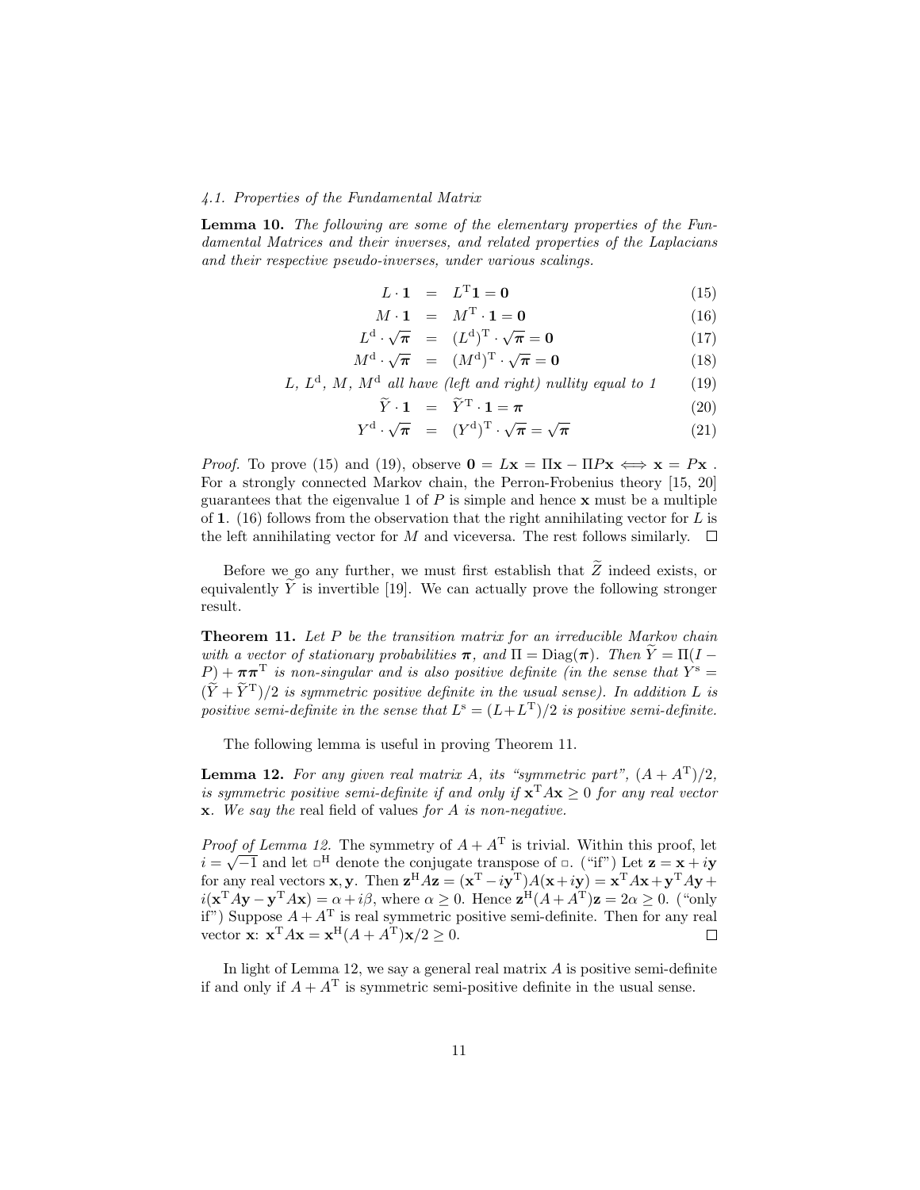### 4.1. Properties of the Fundamental Matrix

**Lemma 10.** *The following are some of the elementary properties of the Fundamental Matrices and their inverses, and related properties of the Laplacians and their respective pseudo-inverses, under various scalings.*

$$L \cdot \mathbf{1} = L^{\mathrm{T}}\mathbf{1} = \mathbf{0} \tag{15}$$

$$M \cdot \mathbf{1} = M^{\mathrm{T}} \cdot \mathbf{1} = \mathbf{0} \tag{16}$$

$$L^{\mathrm{d}} \cdot \sqrt{\boldsymbol{\pi}} = (L^{\mathrm{d}})^{\mathrm{T}} \cdot \sqrt{\boldsymbol{\pi}} = \mathbf{0} \tag{17}$$

$$M^{\mathrm{d}} \cdot \sqrt{\boldsymbol{\pi}} = (M^{\mathrm{d}})^{\mathrm{T}} \cdot \sqrt{\boldsymbol{\pi}} = \mathbf{0} \tag{18}$$

$$L,\ L^{\mathrm{d}},\ M,\ M^{\mathrm{d}} \text{ all have (left and right) nullity equal to 1} \tag{19}$$

$$\widetilde{Y} \cdot \mathbf{1} = \widetilde{Y}^{\mathrm{T}} \cdot \mathbf{1} = \boldsymbol{\pi} \tag{20}$$

$$Y^{\mathrm{d}} \cdot \sqrt{\boldsymbol{\pi}} = (Y^{\mathrm{d}})^{\mathrm{T}} \cdot \sqrt{\boldsymbol{\pi}} = \sqrt{\boldsymbol{\pi}} \tag{21}$$

*Proof.* To prove (15) and (19), observe $\mathbf{0} = L\mathbf{x} = \Pi\mathbf{x} - \Pi P\mathbf{x} \iff \mathbf{x} = P\mathbf{x}$ . For a strongly connected Markov chain, the Perron-Frobenius theory [15, 20] guarantees that the eigenvalue 1 of $P$ is simple and hence $\mathbf{x}$ must be a multiple of $\mathbf{1}$. (16) follows from the observation that the right annihilating vector for $L$ is the left annihilating vector for $M$ and viceversa. The rest follows similarly. □

Before we go any further, we must first establish that $\widetilde{Z}$ indeed exists, or equivalently $\widetilde{Y}$ is invertible [19]. We can actually prove the following stronger result.

**Theorem 11.** *Let $P$ be the transition matrix for an irreducible Markov chain with a vector of stationary probabilities $\boldsymbol{\pi}$, and $\Pi = \mathrm{Diag}(\boldsymbol{\pi})$. Then $\widetilde{Y} = \Pi(I - P) + \boldsymbol{\pi}\boldsymbol{\pi}^{\mathrm{T}}$ is non-singular and is also positive definite (in the sense that $Y^{\mathrm{s}} = (\widetilde{Y} + \widetilde{Y}^{\mathrm{T}})/2$ is symmetric positive definite in the usual sense). In addition $L$ is positive semi-definite in the sense that $L^{\mathrm{s}} = (L+L^{\mathrm{T}})/2$ is positive semi-definite.*

The following lemma is useful in proving Theorem 11.

**Lemma 12.** *For any given real matrix $A$, its "symmetric part", $(A + A^{\mathrm{T}})/2$, is symmetric positive semi-definite if and only if $\mathbf{x}^{\mathrm{T}}A\mathbf{x} \geq 0$ for any real vector $\mathbf{x}$. We say the* real field of values *for $A$ is non-negative.*

*Proof of Lemma 12.* The symmetry of $A + A^{\mathrm{T}}$ is trivial. Within this proof, let $i = \sqrt{-1}$ and let $\square^{\mathrm{H}}$ denote the conjugate transpose of $\square$. ("if") Let $\mathbf{z} = \mathbf{x} + i\mathbf{y}$ for any real vectors $\mathbf{x}, \mathbf{y}$. Then $\mathbf{z}^{\mathrm{H}}A\mathbf{z} = (\mathbf{x}^{\mathrm{T}} - i\mathbf{y}^{\mathrm{T}})A(\mathbf{x}+i\mathbf{y}) = \mathbf{x}^{\mathrm{T}}A\mathbf{x} + \mathbf{y}^{\mathrm{T}}A\mathbf{y} + i(\mathbf{x}^{\mathrm{T}}A\mathbf{y} - \mathbf{y}^{\mathrm{T}}A\mathbf{x}) = \alpha + i\beta$, where $\alpha \geq 0$. Hence $\mathbf{z}^{\mathrm{H}}(A + A^{\mathrm{T}})\mathbf{z} = 2\alpha \geq 0$. ("only if") Suppose $A + A^{\mathrm{T}}$ is real symmetric positive semi-definite. Then for any real vector $\mathbf{x}$: $\mathbf{x}^{\mathrm{T}}A\mathbf{x} = \mathbf{x}^{\mathrm{H}}(A + A^{\mathrm{T}})\mathbf{x}/2 \geq 0$. □

In light of Lemma 12, we say a general real matrix $A$ is positive semi-definite if and only if $A + A^{\mathrm{T}}$ is symmetric semi-positive definite in the usual sense.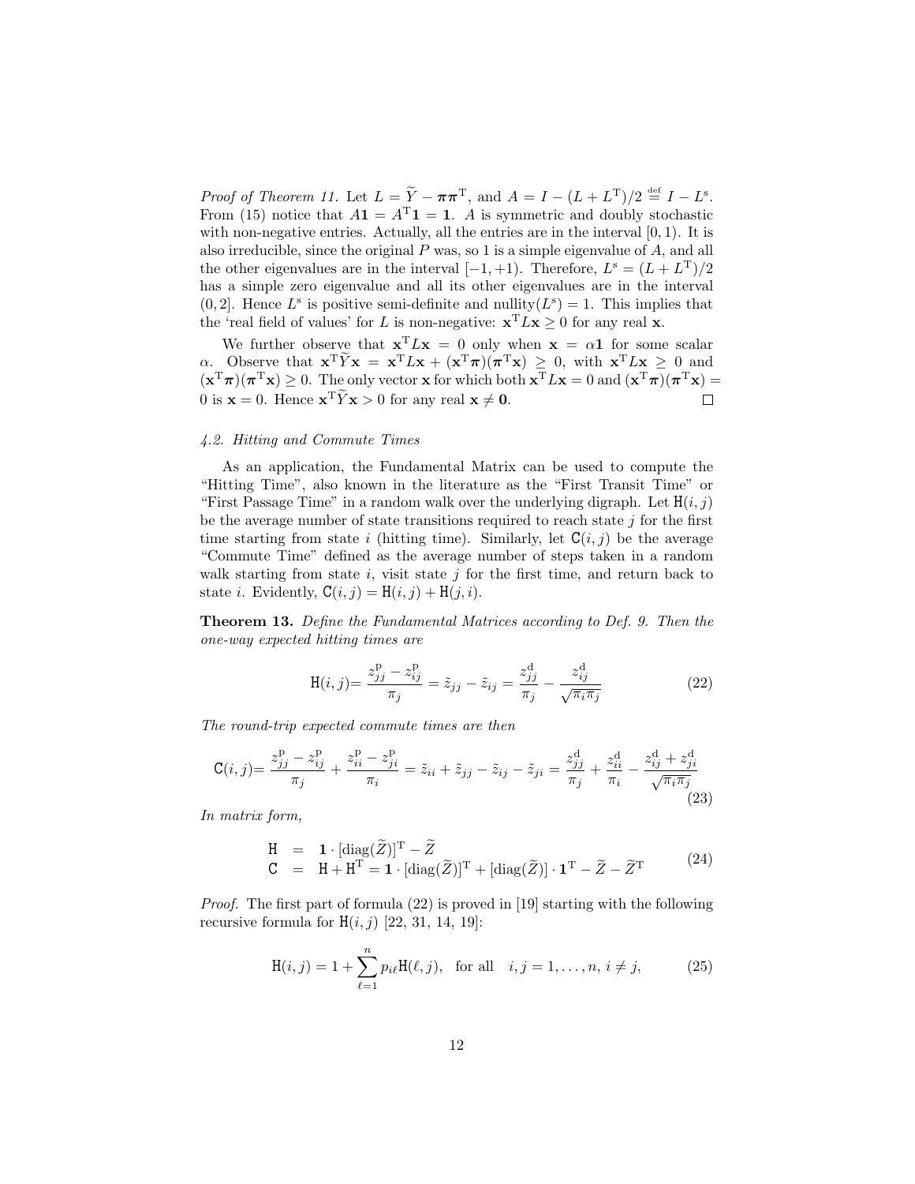*Proof of Theorem 11.* Let $L = \widetilde{Y} - \boldsymbol{\pi}\boldsymbol{\pi}^{\mathrm{T}}$, and $A = I - (L + L^{\mathrm{T}})/2 \stackrel{\text{def}}{=} I - L^{\mathrm{s}}$. From (15) notice that $A\mathbf{1} = A^{\mathrm{T}}\mathbf{1} = \mathbf{1}$. $A$ is symmetric and doubly stochastic with non-negative entries. Actually, all the entries are in the interval $[0, 1)$. It is also irreducible, since the original $P$ was, so 1 is a simple eigenvalue of $A$, and all the other eigenvalues are in the interval $[-1, +1)$. Therefore, $L^{\mathrm{s}} = (L + L^{\mathrm{T}})/2$ has a simple zero eigenvalue and all its other eigenvalues are in the interval $(0, 2]$. Hence $L^{\mathrm{s}}$ is positive semi-definite and nullity$(L^{\mathrm{s}}) = 1$. This implies that the 'real field of values' for $L$ is non-negative: $\mathbf{x}^{\mathrm{T}}L\mathbf{x} \geq 0$ for any real $\mathbf{x}$.

We further observe that $\mathbf{x}^{\mathrm{T}}L\mathbf{x} = 0$ only when $\mathbf{x} = \alpha\mathbf{1}$ for some scalar $\alpha$. Observe that $\mathbf{x}^{\mathrm{T}}\widetilde{Y}\mathbf{x} = \mathbf{x}^{\mathrm{T}}L\mathbf{x} + (\mathbf{x}^{\mathrm{T}}\boldsymbol{\pi})(\boldsymbol{\pi}^{\mathrm{T}}\mathbf{x}) \geq 0$, with $\mathbf{x}^{\mathrm{T}}L\mathbf{x} \geq 0$ and $(\mathbf{x}^{\mathrm{T}}\boldsymbol{\pi})(\boldsymbol{\pi}^{\mathrm{T}}\mathbf{x}) \geq 0$. The only vector $\mathbf{x}$ for which both $\mathbf{x}^{\mathrm{T}}L\mathbf{x} = 0$ and $(\mathbf{x}^{\mathrm{T}}\boldsymbol{\pi})(\boldsymbol{\pi}^{\mathrm{T}}\mathbf{x}) = 0$ is $\mathbf{x} = 0$. Hence $\mathbf{x}^{\mathrm{T}}\widetilde{Y}\mathbf{x} > 0$ for any real $\mathbf{x} \neq \mathbf{0}$. □

### *4.2. Hitting and Commute Times*

As an application, the Fundamental Matrix can be used to compute the "Hitting Time", also known in the literature as the "First Transit Time" or "First Passage Time" in a random walk over the underlying digraph. Let $\mathtt{H}(i, j)$ be the average number of state transitions required to reach state $j$ for the first time starting from state $i$ (hitting time). Similarly, let $\mathtt{C}(i, j)$ be the average "Commute Time" defined as the average number of steps taken in a random walk starting from state $i$, visit state $j$ for the first time, and return back to state $i$. Evidently, $\mathtt{C}(i, j) = \mathtt{H}(i, j) + \mathtt{H}(j, i)$.

**Theorem 13.** *Define the Fundamental Matrices according to Def. 9. Then the one-way expected hitting times are*

$$\mathtt{H}(i, j) = \frac{z^{\mathrm{p}}_{jj} - z^{\mathrm{p}}_{ij}}{\pi_j} = \tilde{z}_{jj} - \tilde{z}_{ij} = \frac{z^{\mathrm{d}}_{jj}}{\pi_j} - \frac{z^{\mathrm{d}}_{ij}}{\sqrt{\pi_i \pi_j}} \tag{22}$$

*The round-trip expected commute times are then*

$$\mathtt{C}(i, j) = \frac{z^{\mathrm{p}}_{jj} - z^{\mathrm{p}}_{ij}}{\pi_j} + \frac{z^{\mathrm{p}}_{ii} - z^{\mathrm{p}}_{ji}}{\pi_i} = \tilde{z}_{ii} + \tilde{z}_{jj} - \tilde{z}_{ij} - \tilde{z}_{ji} = \frac{z^{\mathrm{d}}_{jj}}{\pi_j} + \frac{z^{\mathrm{d}}_{ii}}{\pi_i} - \frac{z^{\mathrm{d}}_{ij} + z^{\mathrm{d}}_{ji}}{\sqrt{\pi_i \pi_j}} \tag{23}$$

*In matrix form,*

$$\begin{aligned} \mathtt{H} &= \mathbf{1} \cdot [\mathrm{diag}(\widetilde{Z})]^{\mathrm{T}} - \widetilde{Z} \\ \mathtt{C} &= \mathtt{H} + \mathtt{H}^{\mathrm{T}} = \mathbf{1} \cdot [\mathrm{diag}(\widetilde{Z})]^{\mathrm{T}} + [\mathrm{diag}(\widetilde{Z})] \cdot \mathbf{1}^{\mathrm{T}} - \widetilde{Z} - \widetilde{Z}^{\mathrm{T}} \end{aligned} \tag{24}$$

*Proof.* The first part of formula (22) is proved in [19] starting with the following recursive formula for $\mathtt{H}(i, j)$ [22, 31, 14, 19]:

$$\mathtt{H}(i, j) = 1 + \sum_{\ell=1}^{n} p_{i\ell}\mathtt{H}(\ell, j), \quad \text{for all} \quad i, j = 1, \ldots, n, \; i \neq j, \tag{25}$$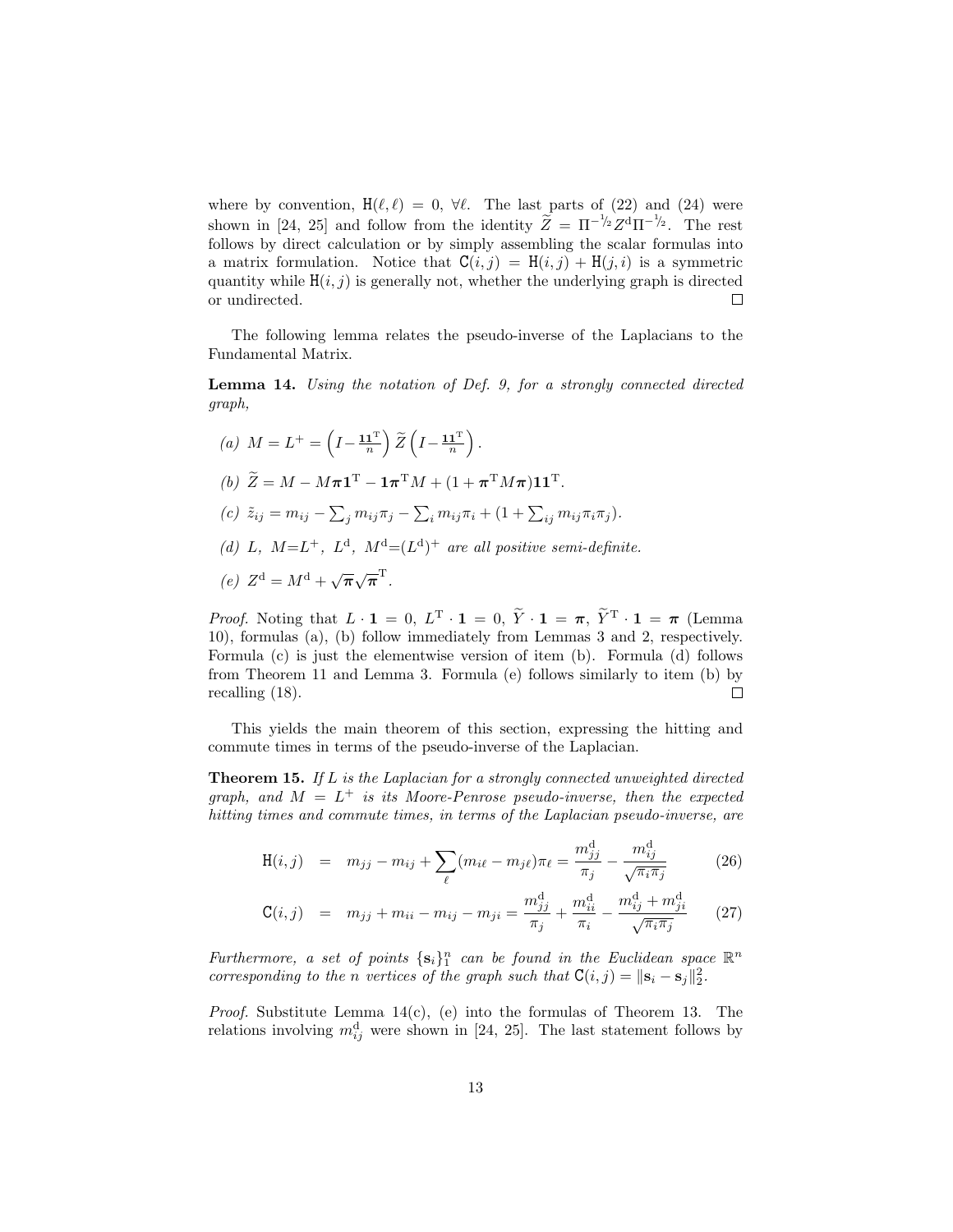where by convention, $\mathtt{H}(\ell,\ell) = 0$, $\forall \ell$. The last parts of (22) and (24) were shown in [24, 25] and follow from the identity $\widetilde{Z} = \Pi^{-1/2} Z^{\mathrm{d}} \Pi^{-1/2}$. The rest follows by direct calculation or by simply assembling the scalar formulas into a matrix formulation. Notice that $\mathtt{C}(i,j) = \mathtt{H}(i,j) + \mathtt{H}(j,i)$ is a symmetric quantity while $\mathtt{H}(i,j)$ is generally not, whether the underlying graph is directed or undirected. □

The following lemma relates the pseudo-inverse of the Laplacians to the Fundamental Matrix.

**Lemma 14.** *Using the notation of Def. 9, for a strongly connected directed graph,*

*(a)* $M = L^{+} = \left(I - \frac{\mathbf{1}\mathbf{1}^{\mathrm{T}}}{n}\right) \widetilde{Z} \left(I - \frac{\mathbf{1}\mathbf{1}^{\mathrm{T}}}{n}\right)$.

*(b)* $\widetilde{Z} = M - M\boldsymbol{\pi}\mathbf{1}^{\mathrm{T}} - \mathbf{1}\boldsymbol{\pi}^{\mathrm{T}}M + (1 + \boldsymbol{\pi}^{\mathrm{T}}M\boldsymbol{\pi})\mathbf{1}\mathbf{1}^{\mathrm{T}}$.

*(c)* $\tilde{z}_{ij} = m_{ij} - \sum_j m_{ij}\pi_j - \sum_i m_{ij}\pi_i + (1 + \sum_{ij} m_{ij}\pi_i\pi_j)$.

*(d)* $L$, $M{=}L^{+}$, $L^{\mathrm{d}}$, $M^{\mathrm{d}}{=}(L^{\mathrm{d}})^{+}$ *are all positive semi-definite.*

*(e)* $Z^{\mathrm{d}} = M^{\mathrm{d}} + \sqrt{\boldsymbol{\pi}}\sqrt{\boldsymbol{\pi}}^{\mathrm{T}}$.

*Proof.* Noting that $L \cdot \mathbf{1} = 0$, $L^{\mathrm{T}} \cdot \mathbf{1} = 0$, $\widetilde{Y} \cdot \mathbf{1} = \boldsymbol{\pi}$, $\widetilde{Y}^{\mathrm{T}} \cdot \mathbf{1} = \boldsymbol{\pi}$ (Lemma 10), formulas (a), (b) follow immediately from Lemmas 3 and 2, respectively. Formula (c) is just the elementwise version of item (b). Formula (d) follows from Theorem 11 and Lemma 3. Formula (e) follows similarly to item (b) by recalling (18). □

This yields the main theorem of this section, expressing the hitting and commute times in terms of the pseudo-inverse of the Laplacian.

**Theorem 15.** *If $L$ is the Laplacian for a strongly connected unweighted directed graph, and $M = L^{+}$ is its Moore-Penrose pseudo-inverse, then the expected hitting times and commute times, in terms of the Laplacian pseudo-inverse, are*

$$\mathtt{H}(i,j) \;=\; m_{jj} - m_{ij} + \sum_{\ell}(m_{i\ell} - m_{j\ell})\pi_\ell = \frac{m^{\mathrm{d}}_{jj}}{\pi_j} - \frac{m^{\mathrm{d}}_{ij}}{\sqrt{\pi_i\pi_j}} \tag{26}$$

$$\mathtt{C}(i,j) \;=\; m_{jj} + m_{ii} - m_{ij} - m_{ji} = \frac{m^{\mathrm{d}}_{jj}}{\pi_j} + \frac{m^{\mathrm{d}}_{ii}}{\pi_i} - \frac{m^{\mathrm{d}}_{ij} + m^{\mathrm{d}}_{ji}}{\sqrt{\pi_i\pi_j}} \tag{27}$$

*Furthermore, a set of points $\{\mathbf{s}_i\}_1^n$ can be found in the Euclidean space $\mathbb{R}^n$ corresponding to the $n$ vertices of the graph such that $\mathtt{C}(i,j) = \|\mathbf{s}_i - \mathbf{s}_j\|_2^2$.*

*Proof.* Substitute Lemma 14(c), (e) into the formulas of Theorem 13. The relations involving $m^{\mathrm{d}}_{ij}$ were shown in [24, 25]. The last statement follows by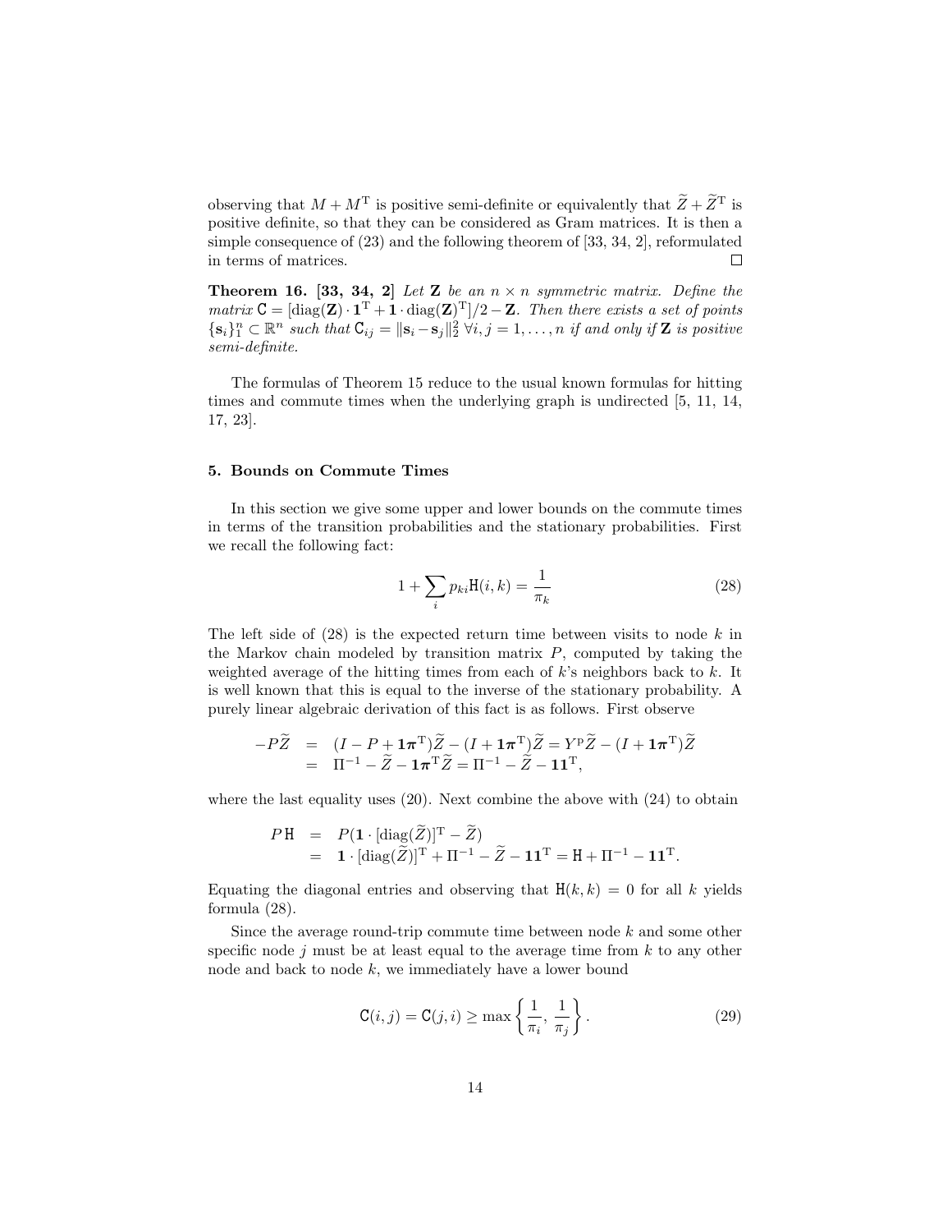observing that $M + M^{\mathrm{T}}$ is positive semi-definite or equivalently that $\widetilde{Z} + \widetilde{Z}^{\mathrm{T}}$ is positive definite, so that they can be considered as Gram matrices. It is then a simple consequence of (23) and the following theorem of [33, 34, 2], reformulated in terms of matrices. □

**Theorem 16. [33, 34, 2]** *Let* $\mathbf{Z}$ *be an* $n \times n$ *symmetric matrix. Define the matrix* $\mathtt{C} = [\mathrm{diag}(\mathbf{Z}) \cdot \mathbf{1}^{\mathrm{T}} + \mathbf{1} \cdot \mathrm{diag}(\mathbf{Z})^{\mathrm{T}}]/2 - \mathbf{Z}$. *Then there exists a set of points* $\{\mathbf{s}_i\}_1^n \subset \mathbb{R}^n$ *such that* $\mathtt{C}_{ij} = \|\mathbf{s}_i - \mathbf{s}_j\|_2^2 \; \forall i, j = 1, \ldots, n$ *if and only if* $\mathbf{Z}$ *is positive semi-definite.*

The formulas of Theorem 15 reduce to the usual known formulas for hitting times and commute times when the underlying graph is undirected [5, 11, 14, 17, 23].

## 5. Bounds on Commute Times

In this section we give some upper and lower bounds on the commute times in terms of the transition probabilities and the stationary probabilities. First we recall the following fact:

$$1 + \sum_i p_{ki} \mathtt{H}(i, k) = \frac{1}{\pi_k} \tag{28}$$

The left side of (28) is the expected return time between visits to node $k$ in the Markov chain modeled by transition matrix $P$, computed by taking the weighted average of the hitting times from each of $k$'s neighbors back to $k$. It is well known that this is equal to the inverse of the stationary probability. A purely linear algebraic derivation of this fact is as follows. First observe

$$\begin{aligned} -P\widetilde{Z} &= (I - P + \mathbf{1}\boldsymbol{\pi}^{\mathrm{T}})\widetilde{Z} - (I + \mathbf{1}\boldsymbol{\pi}^{\mathrm{T}})\widetilde{Z} = Y^{\mathrm{P}}\widetilde{Z} - (I + \mathbf{1}\boldsymbol{\pi}^{\mathrm{T}})\widetilde{Z} \\ &= \Pi^{-1} - \widetilde{Z} - \mathbf{1}\boldsymbol{\pi}^{\mathrm{T}}\widetilde{Z} = \Pi^{-1} - \widetilde{Z} - \mathbf{1}\mathbf{1}^{\mathrm{T}}, \end{aligned}$$

where the last equality uses (20). Next combine the above with (24) to obtain

$$\begin{aligned} P\,\mathtt{H} &= P(\mathbf{1} \cdot [\mathrm{diag}(\widetilde{Z})]^{\mathrm{T}} - \widetilde{Z}) \\ &= \mathbf{1} \cdot [\mathrm{diag}(\widetilde{Z})]^{\mathrm{T}} + \Pi^{-1} - \widetilde{Z} - \mathbf{1}\mathbf{1}^{\mathrm{T}} = \mathtt{H} + \Pi^{-1} - \mathbf{1}\mathbf{1}^{\mathrm{T}}. \end{aligned}$$

Equating the diagonal entries and observing that $\mathtt{H}(k, k) = 0$ for all $k$ yields formula (28).

Since the average round-trip commute time between node $k$ and some other specific node $j$ must be at least equal to the average time from $k$ to any other node and back to node $k$, we immediately have a lower bound

$$\mathtt{C}(i, j) = \mathtt{C}(j, i) \geq \max\left\{\frac{1}{\pi_i}, \frac{1}{\pi_j}\right\}. \tag{29}$$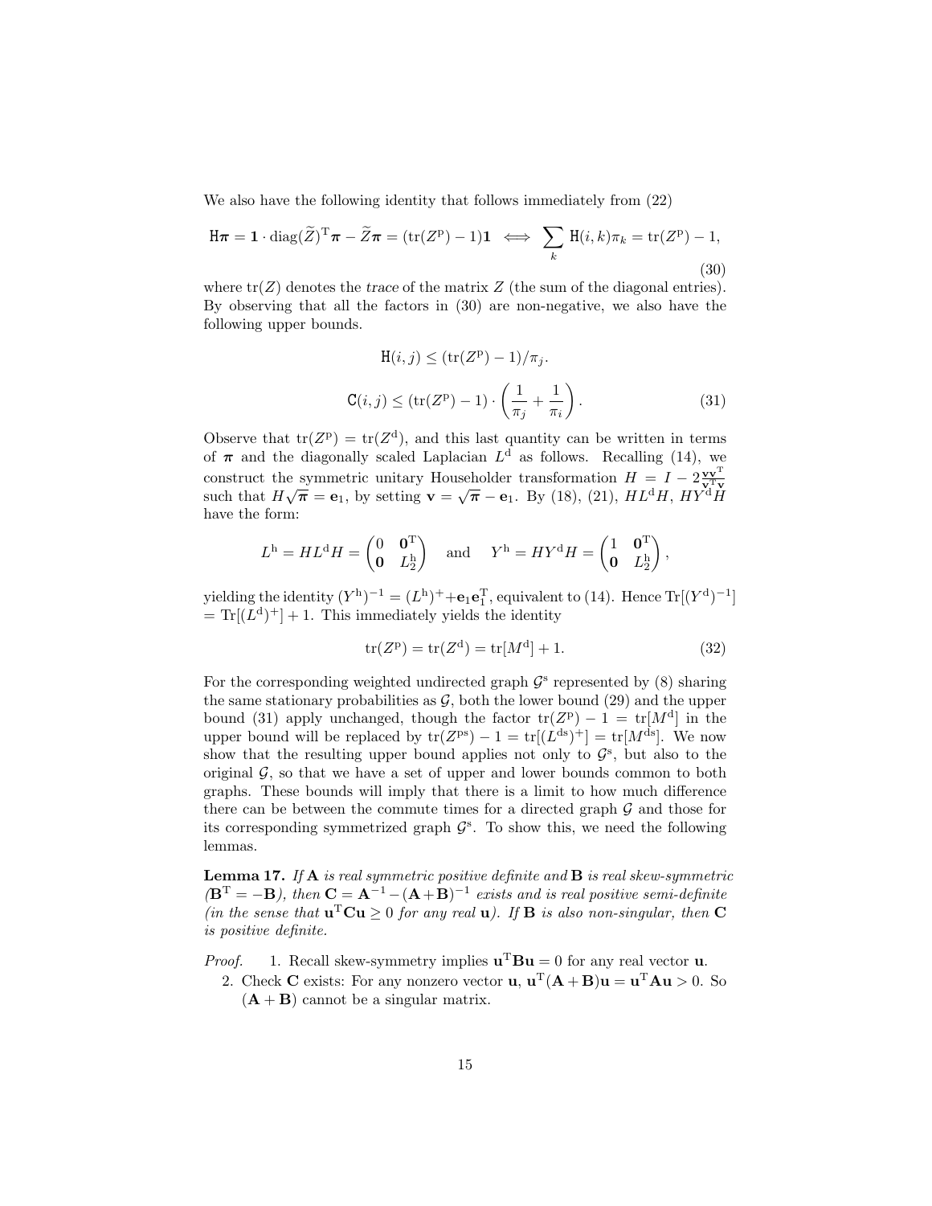We also have the following identity that follows immediately from (22)

$$\mathtt{H}\boldsymbol{\pi} = \mathbf{1} \cdot \mathrm{diag}(\widetilde{Z})^{\mathrm{T}}\boldsymbol{\pi} - \widetilde{Z}\boldsymbol{\pi} = (\mathrm{tr}(Z^{\mathrm{p}}) - 1)\mathbf{1} \iff \sum_{k} \mathtt{H}(i,k)\pi_k = \mathrm{tr}(Z^{\mathrm{p}}) - 1, \tag{30}$$

where $\mathrm{tr}(Z)$ denotes the *trace* of the matrix $Z$ (the sum of the diagonal entries). By observing that all the factors in (30) are non-negative, we also have the following upper bounds.

$$\mathtt{H}(i,j) \leq (\mathrm{tr}(Z^{\mathrm{p}}) - 1)/\pi_j.$$

$$\mathtt{C}(i,j) \leq (\mathrm{tr}(Z^{\mathrm{p}}) - 1) \cdot \left(\frac{1}{\pi_j} + \frac{1}{\pi_i}\right). \tag{31}$$

Observe that $\mathrm{tr}(Z^{\mathrm{p}}) = \mathrm{tr}(Z^{\mathrm{d}})$, and this last quantity can be written in terms of $\boldsymbol{\pi}$ and the diagonally scaled Laplacian $L^{\mathrm{d}}$ as follows. Recalling (14), we construct the symmetric unitary Householder transformation $H = I - 2\frac{\mathbf{v}\mathbf{v}^{\mathrm{T}}}{\mathbf{v}^{\mathrm{T}}\mathbf{v}}$ such that $H\sqrt{\boldsymbol{\pi}} = \mathbf{e}_1$, by setting $\mathbf{v} = \sqrt{\boldsymbol{\pi}} - \mathbf{e}_1$. By (18), (21), $HL^{\mathrm{d}}H$, $HY^{\mathrm{d}}H$ have the form:

$$L^{\mathrm{h}} = HL^{\mathrm{d}}H = \begin{pmatrix} 0 & \mathbf{0}^{\mathrm{T}} \\ \mathbf{0} & L_2^{\mathrm{h}} \end{pmatrix} \quad \text{and} \quad Y^{\mathrm{h}} = HY^{\mathrm{d}}H = \begin{pmatrix} 1 & \mathbf{0}^{\mathrm{T}} \\ \mathbf{0} & L_2^{\mathrm{h}} \end{pmatrix},$$

yielding the identity $(Y^{\mathrm{h}})^{-1} = (L^{\mathrm{h}})^{+} + \mathbf{e}_1\mathbf{e}_1^{\mathrm{T}}$, equivalent to (14). Hence $\mathrm{Tr}[(Y^{\mathrm{d}})^{-1}] = \mathrm{Tr}[(L^{\mathrm{d}})^{+}] + 1$. This immediately yields the identity

$$\mathrm{tr}(Z^{\mathrm{p}}) = \mathrm{tr}(Z^{\mathrm{d}}) = \mathrm{tr}[M^{\mathrm{d}}] + 1. \tag{32}$$

For the corresponding weighted undirected graph $\mathcal{G}^{\mathrm{s}}$ represented by (8) sharing the same stationary probabilities as $\mathcal{G}$, both the lower bound (29) and the upper bound (31) apply unchanged, though the factor $\mathrm{tr}(Z^{\mathrm{p}}) - 1 = \mathrm{tr}[M^{\mathrm{d}}]$ in the upper bound will be replaced by $\mathrm{tr}(Z^{\mathrm{ps}}) - 1 = \mathrm{tr}[(L^{\mathrm{ds}})^{+}] = \mathrm{tr}[M^{\mathrm{ds}}]$. We now show that the resulting upper bound applies not only to $\mathcal{G}^{\mathrm{s}}$, but also to the original $\mathcal{G}$, so that we have a set of upper and lower bounds common to both graphs. These bounds will imply that there is a limit to how much difference there can be between the commute times for a directed graph $\mathcal{G}$ and those for its corresponding symmetrized graph $\mathcal{G}^{\mathrm{s}}$. To show this, we need the following lemmas.

**Lemma 17.** *If* $\mathbf{A}$ *is real symmetric positive definite and* $\mathbf{B}$ *is real skew-symmetric (*$\mathbf{B}^{\mathrm{T}} = -\mathbf{B}$*), then* $\mathbf{C} = \mathbf{A}^{-1} - (\mathbf{A}+\mathbf{B})^{-1}$ *exists and is real positive semi-definite (in the sense that* $\mathbf{u}^{\mathrm{T}}\mathbf{C}\mathbf{u} \geq 0$ *for any real* $\mathbf{u}$*). If* $\mathbf{B}$ *is also non-singular, then* $\mathbf{C}$ *is positive definite.*

*Proof.*

1. Recall skew-symmetry implies $\mathbf{u}^{\mathrm{T}}\mathbf{B}\mathbf{u} = 0$ for any real vector $\mathbf{u}$.
2. Check $\mathbf{C}$ exists: For any nonzero vector $\mathbf{u}$, $\mathbf{u}^{\mathrm{T}}(\mathbf{A}+\mathbf{B})\mathbf{u} = \mathbf{u}^{\mathrm{T}}\mathbf{A}\mathbf{u} > 0$. So $(\mathbf{A}+\mathbf{B})$ cannot be a singular matrix.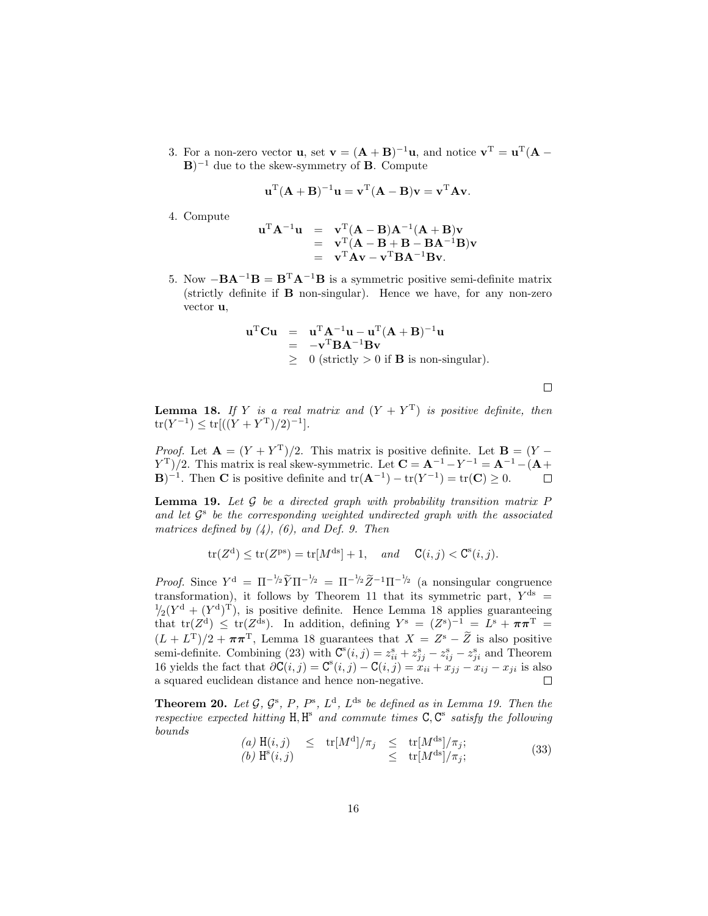3. For a non-zero vector $\mathbf{u}$, set $\mathbf{v} = (\mathbf{A}+\mathbf{B})^{-1}\mathbf{u}$, and notice $\mathbf{v}^{\mathrm{T}} = \mathbf{u}^{\mathrm{T}}(\mathbf{A}-\mathbf{B})^{-1}$ due to the skew-symmetry of $\mathbf{B}$. Compute

$$\mathbf{u}^{\mathrm{T}}(\mathbf{A}+\mathbf{B})^{-1}\mathbf{u} = \mathbf{v}^{\mathrm{T}}(\mathbf{A}-\mathbf{B})\mathbf{v} = \mathbf{v}^{\mathrm{T}}\mathbf{A}\mathbf{v}.$$

4. Compute

$$\begin{aligned}
\mathbf{u}^{\mathrm{T}}\mathbf{A}^{-1}\mathbf{u} &= \mathbf{v}^{\mathrm{T}}(\mathbf{A}-\mathbf{B})\mathbf{A}^{-1}(\mathbf{A}+\mathbf{B})\mathbf{v} \\
&= \mathbf{v}^{\mathrm{T}}(\mathbf{A}-\mathbf{B}+\mathbf{B}-\mathbf{B}\mathbf{A}^{-1}\mathbf{B})\mathbf{v} \\
&= \mathbf{v}^{\mathrm{T}}\mathbf{A}\mathbf{v} - \mathbf{v}^{\mathrm{T}}\mathbf{B}\mathbf{A}^{-1}\mathbf{B}\mathbf{v}.
\end{aligned}$$

5. Now $-\mathbf{B}\mathbf{A}^{-1}\mathbf{B} = \mathbf{B}^{\mathrm{T}}\mathbf{A}^{-1}\mathbf{B}$ is a symmetric positive semi-definite matrix (strictly definite if $\mathbf{B}$ non-singular). Hence we have, for any non-zero vector $\mathbf{u}$,

$$\begin{aligned}
\mathbf{u}^{\mathrm{T}}\mathbf{C}\mathbf{u} &= \mathbf{u}^{\mathrm{T}}\mathbf{A}^{-1}\mathbf{u} - \mathbf{u}^{\mathrm{T}}(\mathbf{A}+\mathbf{B})^{-1}\mathbf{u} \\
&= -\mathbf{v}^{\mathrm{T}}\mathbf{B}\mathbf{A}^{-1}\mathbf{B}\mathbf{v} \\
&\geq 0 \text{ (strictly} > 0 \text{ if } \mathbf{B} \text{ is non-singular).}
\end{aligned}$$

□

**Lemma 18.** *If $Y$ is a real matrix and $(Y+Y^{\mathrm{T}})$ is positive definite, then* $\mathrm{tr}(Y^{-1}) \leq \mathrm{tr}[((Y+Y^{\mathrm{T}})/2)^{-1}]$.

*Proof.* Let $\mathbf{A} = (Y+Y^{\mathrm{T}})/2$. This matrix is positive definite. Let $\mathbf{B} = (Y-Y^{\mathrm{T}})/2$. This matrix is real skew-symmetric. Let $\mathbf{C} = \mathbf{A}^{-1} - Y^{-1} = \mathbf{A}^{-1} - (\mathbf{A}+\mathbf{B})^{-1}$. Then $\mathbf{C}$ is positive definite and $\mathrm{tr}(\mathbf{A}^{-1}) - \mathrm{tr}(Y^{-1}) = \mathrm{tr}(\mathbf{C}) \geq 0$. □

**Lemma 19.** *Let $\mathcal{G}$ be a directed graph with probability transition matrix $P$ and let $\mathcal{G}^{\mathrm{s}}$ be the corresponding weighted undirected graph with the associated matrices defined by (4), (6), and Def. 9. Then*

$$\mathrm{tr}(Z^{\mathrm{d}}) \leq \mathrm{tr}(Z^{\mathrm{ps}}) = \mathrm{tr}[M^{\mathrm{ds}}] + 1, \quad \textit{and} \quad \mathtt{C}(i,j) < \mathtt{C}^{\mathrm{s}}(i,j).$$

*Proof.* Since $Y^{\mathrm{d}} = \Pi^{-1/2}\widetilde{Y}\Pi^{-1/2} = \Pi^{-1/2}\widetilde{Z}^{-1}\Pi^{-1/2}$ (a nonsingular congruence transformation), it follows by Theorem 11 that its symmetric part, $Y^{\mathrm{ds}} = {}^{1\!}/_{2}(Y^{\mathrm{d}} + (Y^{\mathrm{d}})^{\mathrm{T}})$, is positive definite. Hence Lemma 18 applies guaranteeing that $\mathrm{tr}(Z^{\mathrm{d}}) \leq \mathrm{tr}(Z^{\mathrm{ds}})$. In addition, defining $Y^{\mathrm{s}} = (Z^{\mathrm{s}})^{-1} = L^{\mathrm{s}} + \boldsymbol{\pi}\boldsymbol{\pi}^{\mathrm{T}} = (L+L^{\mathrm{T}})/2 + \boldsymbol{\pi}\boldsymbol{\pi}^{\mathrm{T}}$, Lemma 18 guarantees that $X = Z^{\mathrm{s}} - \widetilde{Z}$ is also positive semi-definite. Combining (23) with $\mathtt{C}^{\mathrm{s}}(i,j) = z^{\mathrm{s}}_{ii} + z^{\mathrm{s}}_{jj} - z^{\mathrm{s}}_{ij} - z^{\mathrm{s}}_{ji}$ and Theorem 16 yields the fact that $\partial\mathtt{C}(i,j) = \mathtt{C}^{\mathrm{s}}(i,j) - \mathtt{C}(i,j) = x_{ii} + x_{jj} - x_{ij} - x_{ji}$ is also a squared euclidean distance and hence non-negative. □

**Theorem 20.** *Let $\mathcal{G}$, $\mathcal{G}^{\mathrm{s}}$, $P$, $P^{\mathrm{s}}$, $L^{\mathrm{d}}$, $L^{\mathrm{ds}}$ be defined as in Lemma 19. Then the respective expected hitting $\mathtt{H}, \mathtt{H}^{\mathrm{s}}$ and commute times $\mathtt{C}, \mathtt{C}^{\mathrm{s}}$ satisfy the following bounds*

$$\begin{array}{llcll}
(a)\ \mathtt{H}(i,j) & \leq & \mathrm{tr}[M^{\mathrm{d}}]/\pi_j & \leq & \mathrm{tr}[M^{\mathrm{ds}}]/\pi_j; \\
(b)\ \mathtt{H}^{\mathrm{s}}(i,j) & & & \leq & \mathrm{tr}[M^{\mathrm{ds}}]/\pi_j;
\end{array} \tag{33}$$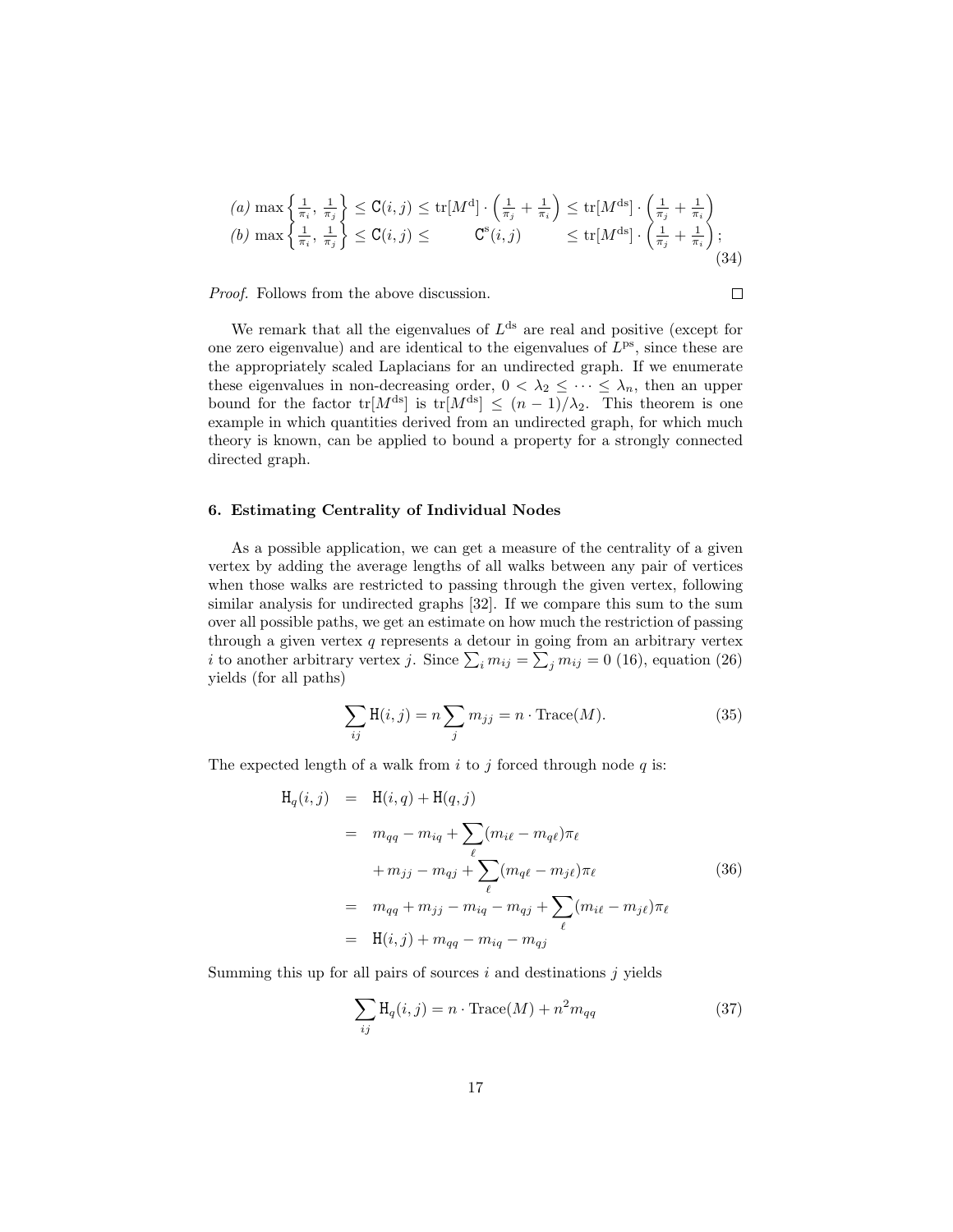$$
\begin{array}{ll}
(a) \max\left\{\frac{1}{\pi_i},\,\frac{1}{\pi_j}\right\} \leq \mathtt{C}(i,j) \leq \mathrm{tr}[M^{\mathrm{d}}]\cdot\left(\frac{1}{\pi_j}+\frac{1}{\pi_i}\right) \leq \mathrm{tr}[M^{\mathrm{ds}}]\cdot\left(\frac{1}{\pi_j}+\frac{1}{\pi_i}\right) \\
(b) \max\left\{\frac{1}{\pi_i},\,\frac{1}{\pi_j}\right\} \leq \mathtt{C}(i,j) \leq \qquad \mathtt{C}^{\mathrm{s}}(i,j) \qquad \leq \mathrm{tr}[M^{\mathrm{ds}}]\cdot\left(\frac{1}{\pi_j}+\frac{1}{\pi_i}\right);
\end{array}
\tag{34}
$$

*Proof.* Follows from the above discussion. □

We remark that all the eigenvalues of $L^{\mathrm{ds}}$ are real and positive (except for one zero eigenvalue) and are identical to the eigenvalues of $L^{\mathrm{ps}}$, since these are the appropriately scaled Laplacians for an undirected graph. If we enumerate these eigenvalues in non-decreasing order, $0 < \lambda_2 \leq \cdots \leq \lambda_n$, then an upper bound for the factor $\mathrm{tr}[M^{\mathrm{ds}}]$ is $\mathrm{tr}[M^{\mathrm{ds}}] \leq (n-1)/\lambda_2$. This theorem is one example in which quantities derived from an undirected graph, for which much theory is known, can be applied to bound a property for a strongly connected directed graph.

## 6. Estimating Centrality of Individual Nodes

As a possible application, we can get a measure of the centrality of a given vertex by adding the average lengths of all walks between any pair of vertices when those walks are restricted to passing through the given vertex, following similar analysis for undirected graphs [32]. If we compare this sum to the sum over all possible paths, we get an estimate on how much the restriction of passing through a given vertex $q$ represents a detour in going from an arbitrary vertex $i$ to another arbitrary vertex $j$. Since $\sum_i m_{ij} = \sum_j m_{ij} = 0$ (16), equation (26) yields (for all paths)

$$
\sum_{ij} \mathtt{H}(i,j) = n \sum_j m_{jj} = n \cdot \mathrm{Trace}(M). \tag{35}
$$

The expected length of a walk from $i$ to $j$ forced through node $q$ is:

$$
\begin{aligned}
\mathtt{H}_q(i,j) &= \mathtt{H}(i,q) + \mathtt{H}(q,j) \\
&= m_{qq} - m_{iq} + \sum_\ell (m_{i\ell} - m_{q\ell})\pi_\ell \\
&\quad + m_{jj} - m_{qj} + \sum_\ell (m_{q\ell} - m_{j\ell})\pi_\ell \\
&= m_{qq} + m_{jj} - m_{iq} - m_{qj} + \sum_\ell (m_{i\ell} - m_{j\ell})\pi_\ell \\
&= \mathtt{H}(i,j) + m_{qq} - m_{iq} - m_{qj}
\end{aligned}
\tag{36}
$$

Summing this up for all pairs of sources $i$ and destinations $j$ yields

$$
\sum_{ij} \mathtt{H}_q(i,j) = n \cdot \mathrm{Trace}(M) + n^2 m_{qq} \tag{37}
$$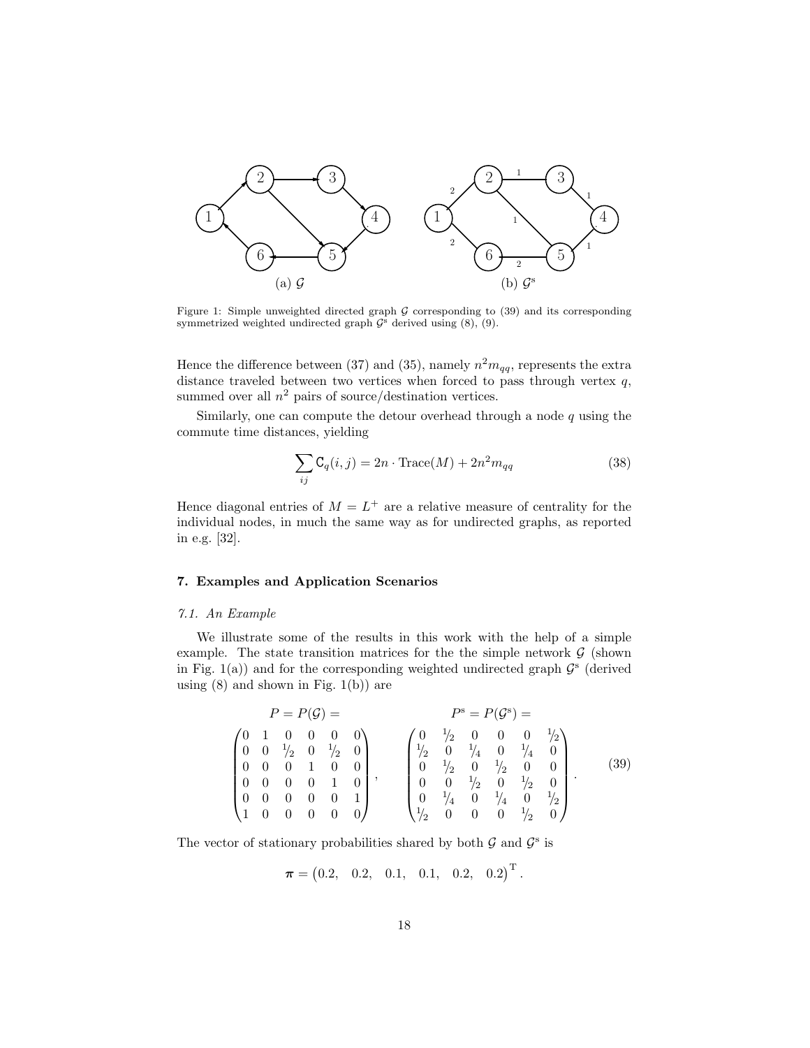Figure 1: Simple unweighted directed graph $\mathcal{G}$ corresponding to (39) and its corresponding symmetrized weighted undirected graph $\mathcal{G}^{\mathrm{s}}$ derived using (8), (9).

Hence the difference between (37) and (35), namely $n^2 m_{qq}$, represents the extra distance traveled between two vertices when forced to pass through vertex $q$, summed over all $n^2$ pairs of source/destination vertices.

Similarly, one can compute the detour overhead through a node $q$ using the commute time distances, yielding

$$\sum_{ij} \mathsf{C}_q(i,j) = 2n \cdot \mathrm{Trace}(M) + 2n^2 m_{qq} \tag{38}$$

Hence diagonal entries of $M = L^+$ are a relative measure of centrality for the individual nodes, in much the same way as for undirected graphs, as reported in e.g. [32].

### 7. Examples and Application Scenarios

#### *7.1. An Example*

We illustrate some of the results in this work with the help of a simple example. The state transition matrices for the the simple network $\mathcal{G}$ (shown in Fig. 1(a)) and for the corresponding weighted undirected graph $\mathcal{G}^{\mathrm{s}}$ (derived using (8) and shown in Fig. 1(b)) are

$$P = P(\mathcal{G}) = \begin{pmatrix} 0 & 1 & 0 & 0 & 0 & 0 \\ 0 & 0 & 1/2 & 0 & 1/2 & 0 \\ 0 & 0 & 0 & 1 & 0 & 0 \\ 0 & 0 & 0 & 0 & 1 & 0 \\ 0 & 0 & 0 & 0 & 0 & 1 \\ 1 & 0 & 0 & 0 & 0 & 0 \end{pmatrix}, \qquad P^{\mathrm{s}} = P(\mathcal{G}^{\mathrm{s}}) = \begin{pmatrix} 0 & 1/2 & 0 & 0 & 0 & 1/2 \\ 1/2 & 0 & 1/4 & 0 & 1/4 & 0 \\ 0 & 1/2 & 0 & 1/2 & 0 & 0 \\ 0 & 0 & 1/2 & 0 & 1/2 & 0 \\ 0 & 1/4 & 0 & 1/4 & 0 & 1/2 \\ 1/2 & 0 & 0 & 0 & 1/2 & 0 \end{pmatrix}. \tag{39}$$

The vector of stationary probabilities shared by both $\mathcal{G}$ and $\mathcal{G}^{\mathrm{s}}$ is

$$\boldsymbol{\pi} = \begin{pmatrix} 0.2, & 0.2, & 0.1, & 0.1, & 0.2, & 0.2 \end{pmatrix}^{\mathrm{T}}.$$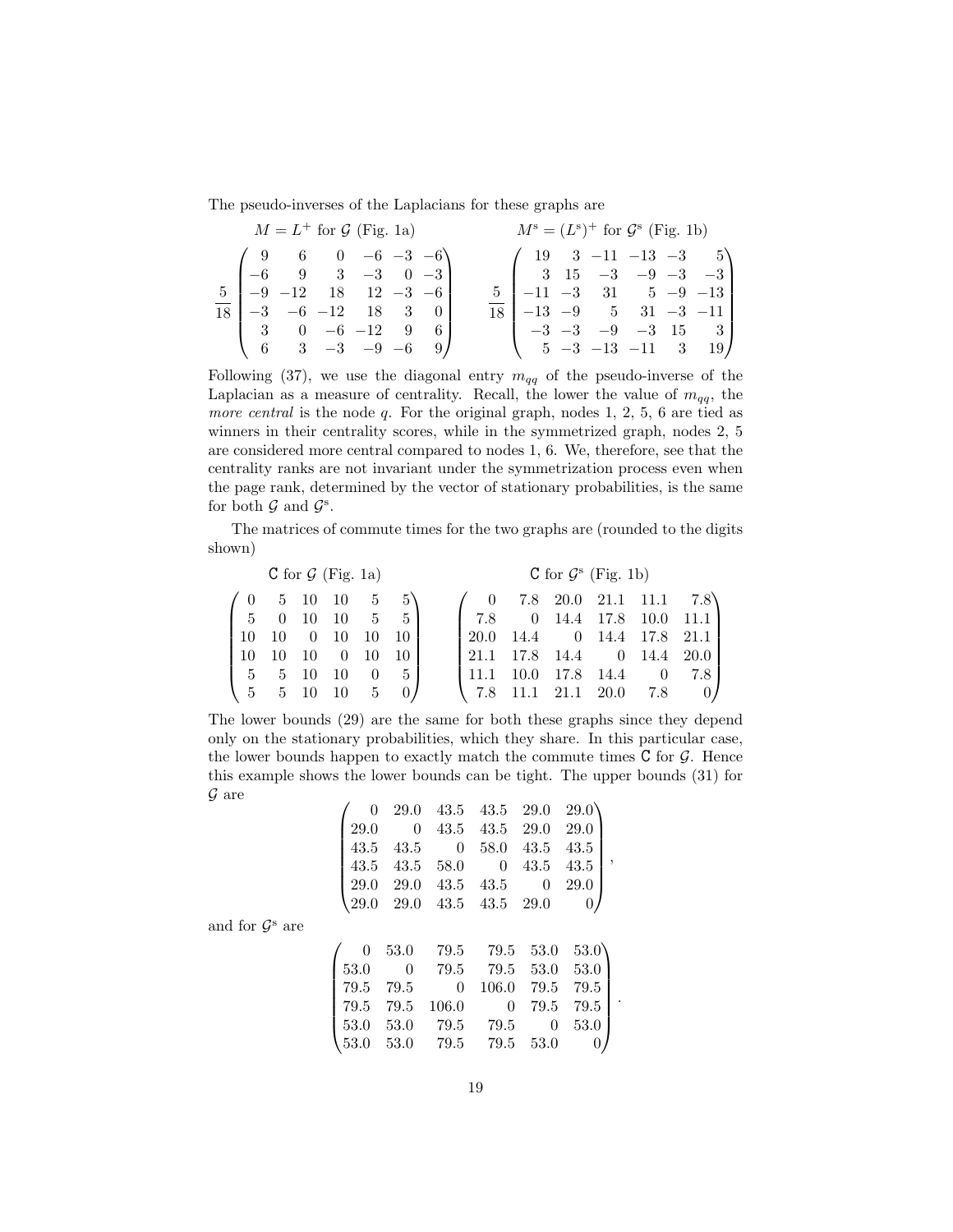The pseudo-inverses of the Laplacians for these graphs are

$M = L^+$ for $\mathcal{G}$ (Fig. 1a)

$$\frac{5}{18}\begin{pmatrix} 9 & 6 & 0 & -6 & -3 & -6 \\ -6 & 9 & 3 & -3 & 0 & -3 \\ -9 & -12 & 18 & 12 & -3 & -6 \\ -3 & -6 & -12 & 18 & 3 & 0 \\ 3 & 0 & -6 & -12 & 9 & 6 \\ 6 & 3 & -3 & -9 & -6 & 9 \end{pmatrix}$$

$M^{\mathrm{s}} = (L^{\mathrm{s}})^+$ for $\mathcal{G}^{\mathrm{s}}$ (Fig. 1b)

$$\frac{5}{18}\begin{pmatrix} 19 & 3 & -11 & -13 & -3 & 5 \\ 3 & 15 & -3 & -9 & -3 & -3 \\ -11 & -3 & 31 & 5 & -9 & -13 \\ -13 & -9 & 5 & 31 & -3 & -11 \\ -3 & -3 & -9 & -3 & 15 & 3 \\ 5 & -3 & -13 & -11 & 3 & 19 \end{pmatrix}$$

Following (37), we use the diagonal entry $m_{qq}$ of the pseudo-inverse of the Laplacian as a measure of centrality. Recall, the lower the value of $m_{qq}$, the *more central* is the node $q$. For the original graph, nodes 1, 2, 5, 6 are tied as winners in their centrality scores, while in the symmetrized graph, nodes 2, 5 are considered more central compared to nodes 1, 6. We, therefore, see that the centrality ranks are not invariant under the symmetrization process even when the page rank, determined by the vector of stationary probabilities, is the same for both $\mathcal{G}$ and $\mathcal{G}^{\mathrm{s}}$.

The matrices of commute times for the two graphs are (rounded to the digits shown)

$\mathsf{C}$ for $\mathcal{G}$ (Fig. 1a)

$$\begin{pmatrix} 0 & 5 & 10 & 10 & 5 & 5 \\ 5 & 0 & 10 & 10 & 5 & 5 \\ 10 & 10 & 0 & 10 & 10 & 10 \\ 10 & 10 & 10 & 0 & 10 & 10 \\ 5 & 5 & 10 & 10 & 0 & 5 \\ 5 & 5 & 10 & 10 & 5 & 0 \end{pmatrix}$$

$\mathsf{C}$ for $\mathcal{G}^{\mathrm{s}}$ (Fig. 1b)

$$\begin{pmatrix} 0 & 7.8 & 20.0 & 21.1 & 11.1 & 7.8 \\ 7.8 & 0 & 14.4 & 17.8 & 10.0 & 11.1 \\ 20.0 & 14.4 & 0 & 14.4 & 17.8 & 21.1 \\ 21.1 & 17.8 & 14.4 & 0 & 14.4 & 20.0 \\ 11.1 & 10.0 & 17.8 & 14.4 & 0 & 7.8 \\ 7.8 & 11.1 & 21.1 & 20.0 & 7.8 & 0 \end{pmatrix}$$

The lower bounds (29) are the same for both these graphs since they depend only on the stationary probabilities, which they share. In this particular case, the lower bounds happen to exactly match the commute times $\mathsf{C}$ for $\mathcal{G}$. Hence this example shows the lower bounds can be tight. The upper bounds (31) for $\mathcal{G}$ are

$$\begin{pmatrix} 0 & 29.0 & 43.5 & 43.5 & 29.0 & 29.0 \\ 29.0 & 0 & 43.5 & 43.5 & 29.0 & 29.0 \\ 43.5 & 43.5 & 0 & 58.0 & 43.5 & 43.5 \\ 43.5 & 43.5 & 58.0 & 0 & 43.5 & 43.5 \\ 29.0 & 29.0 & 43.5 & 43.5 & 0 & 29.0 \\ 29.0 & 29.0 & 43.5 & 43.5 & 29.0 & 0 \end{pmatrix},$$

and for $\mathcal{G}^{\mathrm{s}}$ are

$$\begin{pmatrix} 0 & 53.0 & 79.5 & 79.5 & 53.0 & 53.0 \\ 53.0 & 0 & 79.5 & 79.5 & 53.0 & 53.0 \\ 79.5 & 79.5 & 0 & 106.0 & 79.5 & 79.5 \\ 79.5 & 79.5 & 106.0 & 0 & 79.5 & 79.5 \\ 53.0 & 53.0 & 79.5 & 79.5 & 0 & 53.0 \\ 53.0 & 53.0 & 79.5 & 79.5 & 53.0 & 0 \end{pmatrix}.$$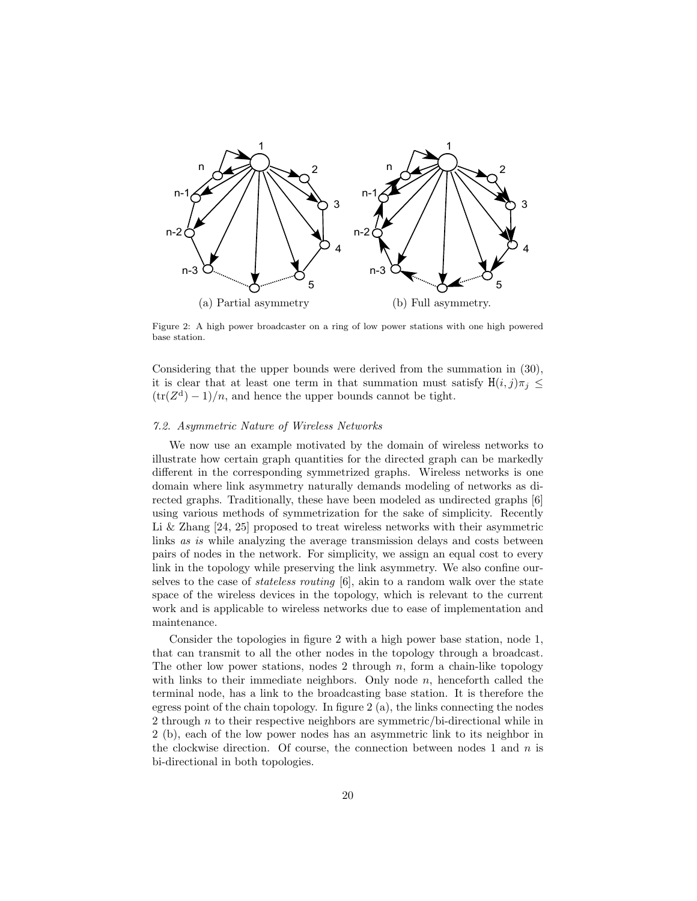(a) Partial asymmetry

(b) Full asymmetry.

Figure 2: A high power broadcaster on a ring of low power stations with one high powered base station.

Considering that the upper bounds were derived from the summation in (30), it is clear that at least one term in that summation must satisfy $\mathtt{H}(i,j)\pi_j \leq (\mathrm{tr}(Z^{\mathrm{d}}) - 1)/n$, and hence the upper bounds cannot be tight.

*7.2. Asymmetric Nature of Wireless Networks*

We now use an example motivated by the domain of wireless networks to illustrate how certain graph quantities for the directed graph can be markedly different in the corresponding symmetrized graphs. Wireless networks is one domain where link asymmetry naturally demands modeling of networks as directed graphs. Traditionally, these have been modeled as undirected graphs [6] using various methods of symmetrization for the sake of simplicity. Recently Li & Zhang [24, 25] proposed to treat wireless networks with their asymmetric links *as is* while analyzing the average transmission delays and costs between pairs of nodes in the network. For simplicity, we assign an equal cost to every link in the topology while preserving the link asymmetry. We also confine ourselves to the case of *stateless routing* [6], akin to a random walk over the state space of the wireless devices in the topology, which is relevant to the current work and is applicable to wireless networks due to ease of implementation and maintenance.

Consider the topologies in figure 2 with a high power base station, node 1, that can transmit to all the other nodes in the topology through a broadcast. The other low power stations, nodes 2 through $n$, form a chain-like topology with links to their immediate neighbors. Only node $n$, henceforth called the terminal node, has a link to the broadcasting base station. It is therefore the egress point of the chain topology. In figure 2 (a), the links connecting the nodes 2 through $n$ to their respective neighbors are symmetric/bi-directional while in 2 (b), each of the low power nodes has an asymmetric link to its neighbor in the clockwise direction. Of course, the connection between nodes 1 and $n$ is bi-directional in both topologies.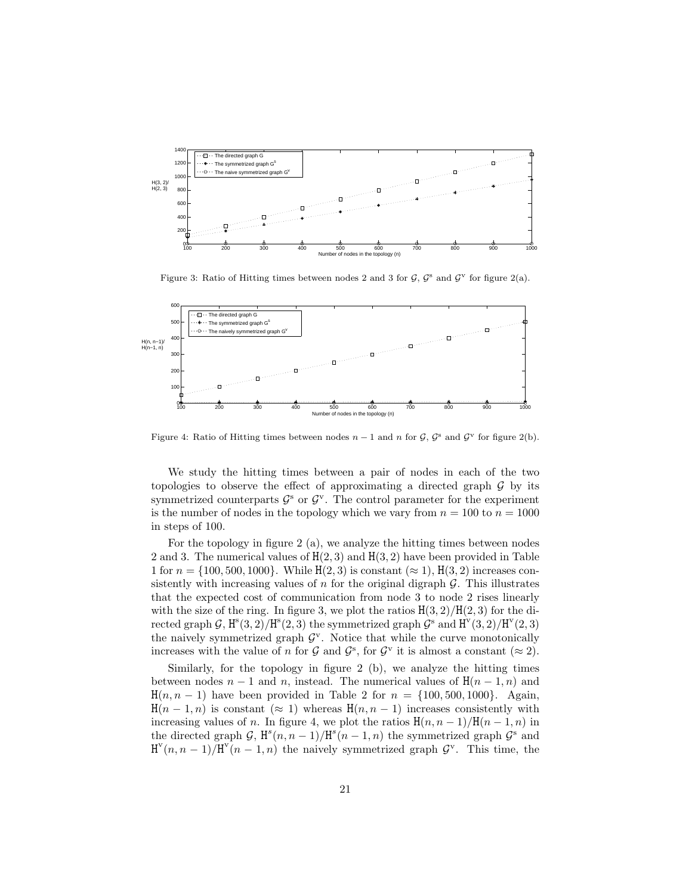Figure 3: Ratio of Hitting times between nodes 2 and 3 for $\mathcal{G}$, $\mathcal{G}^{\text{s}}$ and $\mathcal{G}^{\text{v}}$ for figure 2(a).

Figure 4: Ratio of Hitting times between nodes $n-1$ and $n$ for $\mathcal{G}$, $\mathcal{G}^{\text{s}}$ and $\mathcal{G}^{\text{v}}$ for figure 2(b).

We study the hitting times between a pair of nodes in each of the two topologies to observe the effect of approximating a directed graph $\mathcal{G}$ by its symmetrized counterparts $\mathcal{G}^{\text{s}}$ or $\mathcal{G}^{\text{v}}$. The control parameter for the experiment is the number of nodes in the topology which we vary from $n = 100$ to $n = 1000$ in steps of 100.

For the topology in figure 2 (a), we analyze the hitting times between nodes 2 and 3. The numerical values of $\mathtt{H}(2,3)$ and $\mathtt{H}(3,2)$ have been provided in Table 1 for $n = \{100, 500, 1000\}$. While $\mathtt{H}(2,3)$ is constant ($\approx 1$), $\mathtt{H}(3,2)$ increases consistently with increasing values of $n$ for the original digraph $\mathcal{G}$. This illustrates that the expected cost of communication from node 3 to node 2 rises linearly with the size of the ring. In figure 3, we plot the ratios $\mathtt{H}(3,2)/\mathtt{H}(2,3)$ for the directed graph $\mathcal{G}$, $\mathtt{H}^{\text{s}}(3,2)/\mathtt{H}^{\text{s}}(2,3)$ the symmetrized graph $\mathcal{G}^{\text{s}}$ and $\mathtt{H}^{\text{v}}(3,2)/\mathtt{H}^{\text{v}}(2,3)$ the naively symmetrized graph $\mathcal{G}^{\text{v}}$. Notice that while the curve monotonically increases with the value of $n$ for $\mathcal{G}$ and $\mathcal{G}^{\text{s}}$, for $\mathcal{G}^{\text{v}}$ it is almost a constant ($\approx 2$).

Similarly, for the topology in figure 2 (b), we analyze the hitting times between nodes $n-1$ and $n$, instead. The numerical values of $\mathtt{H}(n-1,n)$ and $\mathtt{H}(n,n-1)$ have been provided in Table 2 for $n = \{100, 500, 1000\}$. Again, $\mathtt{H}(n-1,n)$ is constant ($\approx 1$) whereas $\mathtt{H}(n,n-1)$ increases consistently with increasing values of $n$. In figure 4, we plot the ratios $\mathtt{H}(n,n-1)/\mathtt{H}(n-1,n)$ in the directed graph $\mathcal{G}$, $\mathtt{H}^{s}(n,n-1)/\mathtt{H}^{s}(n-1,n)$ the symmetrized graph $\mathcal{G}^{\text{s}}$ and $\mathtt{H}^{\text{v}}(n,n-1)/\mathtt{H}^{\text{v}}(n-1,n)$ the naively symmetrized graph $\mathcal{G}^{\text{v}}$. This time, the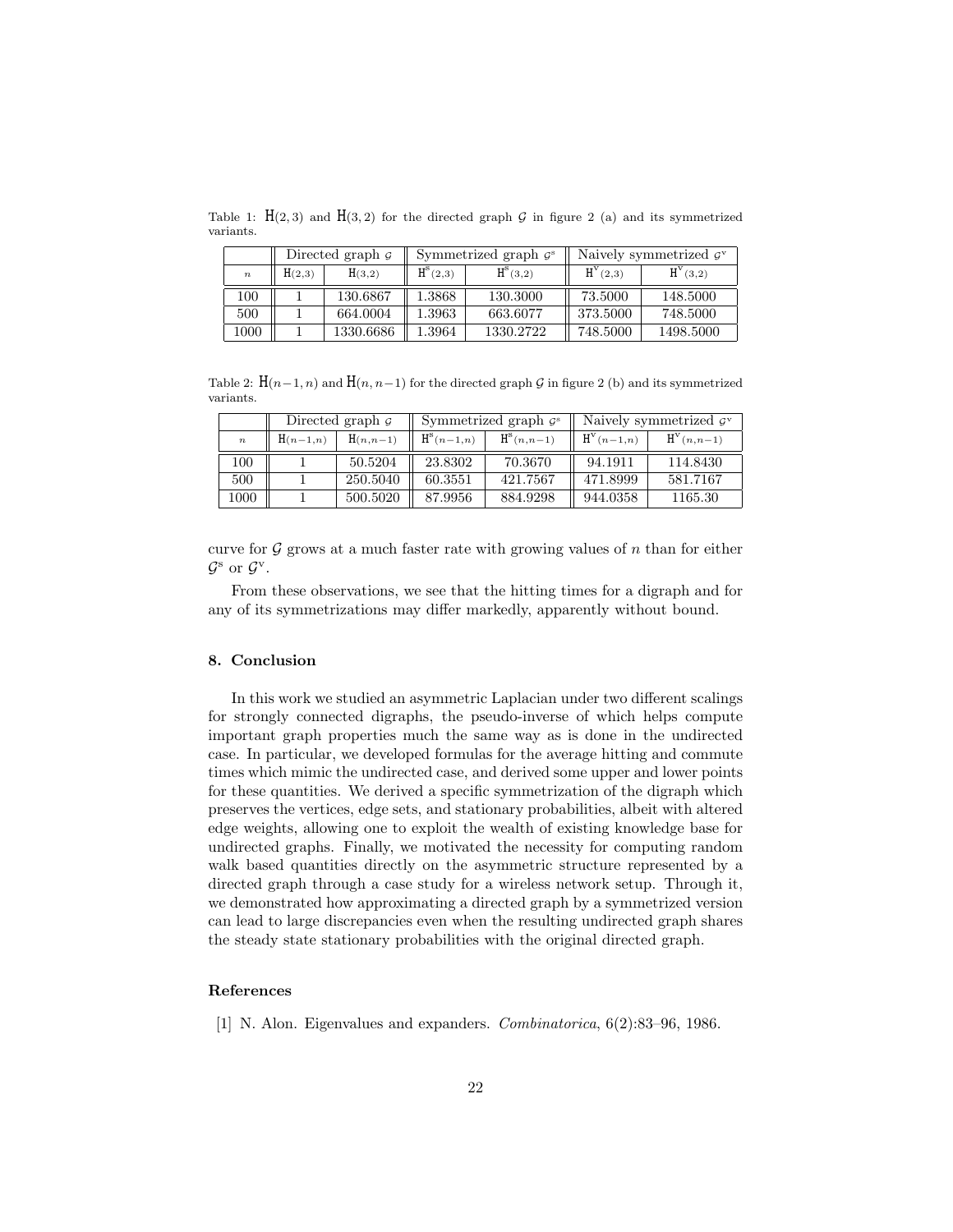Table 1: $\mathtt{H}(2,3)$ and $\mathtt{H}(3,2)$ for the directed graph $\mathcal{G}$ in figure 2 (a) and its symmetrized variants.

| | Directed graph $\mathcal{G}$ | | Symmetrized graph $\mathcal{G}^{s}$ | | Naively symmetrized $\mathcal{G}^{v}$ | |
|---|---|---|---|---|---|---|
| $n$ | $\mathtt{H}(2,3)$ | $\mathtt{H}(3,2)$ | $\mathtt{H}^{s}(2,3)$ | $\mathtt{H}^{s}(3,2)$ | $\mathtt{H}^{v}(2,3)$ | $\mathtt{H}^{v}(3,2)$ |
| 100 | 1 | 130.6867 | 1.3868 | 130.3000 | 73.5000 | 148.5000 |
| 500 | 1 | 664.0004 | 1.3963 | 663.6077 | 373.5000 | 748.5000 |
| 1000 | 1 | 1330.6686 | 1.3964 | 1330.2722 | 748.5000 | 1498.5000 |

Table 2: $\mathtt{H}(n-1,n)$ and $\mathtt{H}(n,n-1)$ for the directed graph $\mathcal{G}$ in figure 2 (b) and its symmetrized variants.

| | Directed graph $\mathcal{G}$ | | Symmetrized graph $\mathcal{G}^{s}$ | | Naively symmetrized $\mathcal{G}^{v}$ | |
|---|---|---|---|---|---|---|
| $n$ | $\mathtt{H}(n-1,n)$ | $\mathtt{H}(n,n-1)$ | $\mathtt{H}^{s}(n-1,n)$ | $\mathtt{H}^{s}(n,n-1)$ | $\mathtt{H}^{v}(n-1,n)$ | $\mathtt{H}^{v}(n,n-1)$ |
| 100 | 1 | 50.5204 | 23.8302 | 70.3670 | 94.1911 | 114.8430 |
| 500 | 1 | 250.5040 | 60.3551 | 421.7567 | 471.8999 | 581.7167 |
| 1000 | 1 | 500.5020 | 87.9956 | 884.9298 | 944.0358 | 1165.30 |

curve for $\mathcal{G}$ grows at a much faster rate with growing values of $n$ than for either $\mathcal{G}^{s}$ or $\mathcal{G}^{v}$.

From these observations, we see that the hitting times for a digraph and for any of its symmetrizations may differ markedly, apparently without bound.

## 8. Conclusion

In this work we studied an asymmetric Laplacian under two different scalings for strongly connected digraphs, the pseudo-inverse of which helps compute important graph properties much the same way as is done in the undirected case. In particular, we developed formulas for the average hitting and commute times which mimic the undirected case, and derived some upper and lower points for these quantities. We derived a specific symmetrization of the digraph which preserves the vertices, edge sets, and stationary probabilities, albeit with altered edge weights, allowing one to exploit the wealth of existing knowledge base for undirected graphs. Finally, we motivated the necessity for computing random walk based quantities directly on the asymmetric structure represented by a directed graph through a case study for a wireless network setup. Through it, we demonstrated how approximating a directed graph by a symmetrized version can lead to large discrepancies even when the resulting undirected graph shares the steady state stationary probabilities with the original directed graph.

## References

[1] N. Alon. Eigenvalues and expanders. *Combinatorica*, 6(2):83–96, 1986.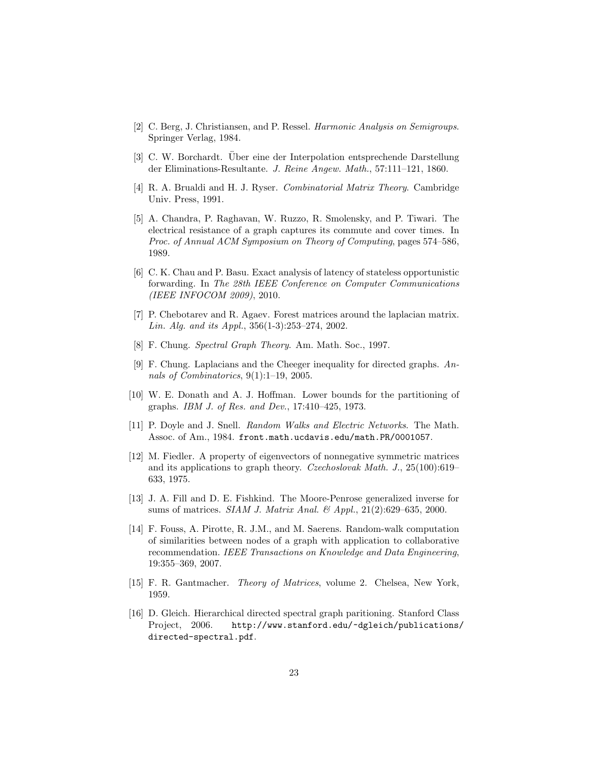[2] C. Berg, J. Christiansen, and P. Ressel. *Harmonic Analysis on Semigroups*. Springer Verlag, 1984.

[3] C. W. Borchardt. Über eine der Interpolation entsprechende Darstellung der Eliminations-Resultante. *J. Reine Angew. Math.*, 57:111–121, 1860.

[4] R. A. Brualdi and H. J. Ryser. *Combinatorial Matrix Theory*. Cambridge Univ. Press, 1991.

[5] A. Chandra, P. Raghavan, W. Ruzzo, R. Smolensky, and P. Tiwari. The electrical resistance of a graph captures its commute and cover times. In *Proc. of Annual ACM Symposium on Theory of Computing*, pages 574–586, 1989.

[6] C. K. Chau and P. Basu. Exact analysis of latency of stateless opportunistic forwarding. In *The 28th IEEE Conference on Computer Communications (IEEE INFOCOM 2009)*, 2010.

[7] P. Chebotarev and R. Agaev. Forest matrices around the laplacian matrix. *Lin. Alg. and its Appl.*, 356(1-3):253–274, 2002.

[8] F. Chung. *Spectral Graph Theory*. Am. Math. Soc., 1997.

[9] F. Chung. Laplacians and the Cheeger inequality for directed graphs. *Annals of Combinatorics*, 9(1):1–19, 2005.

[10] W. E. Donath and A. J. Hoffman. Lower bounds for the partitioning of graphs. *IBM J. of Res. and Dev.*, 17:410–425, 1973.

[11] P. Doyle and J. Snell. *Random Walks and Electric Networks*. The Math. Assoc. of Am., 1984. `front.math.ucdavis.edu/math.PR/0001057`.

[12] M. Fiedler. A property of eigenvectors of nonnegative symmetric matrices and its applications to graph theory. *Czechoslovak Math. J.*, 25(100):619–633, 1975.

[13] J. A. Fill and D. E. Fishkind. The Moore-Penrose generalized inverse for sums of matrices. *SIAM J. Matrix Anal. & Appl.*, 21(2):629–635, 2000.

[14] F. Fouss, A. Pirotte, R. J.M., and M. Saerens. Random-walk computation of similarities between nodes of a graph with application to collaborative recommendation. *IEEE Transactions on Knowledge and Data Engineering*, 19:355–369, 2007.

[15] F. R. Gantmacher. *Theory of Matrices*, volume 2. Chelsea, New York, 1959.

[16] D. Gleich. Hierarchical directed spectral graph paritioning. Stanford Class Project, 2006. `http://www.stanford.edu/~dgleich/publications/directed-spectral.pdf`.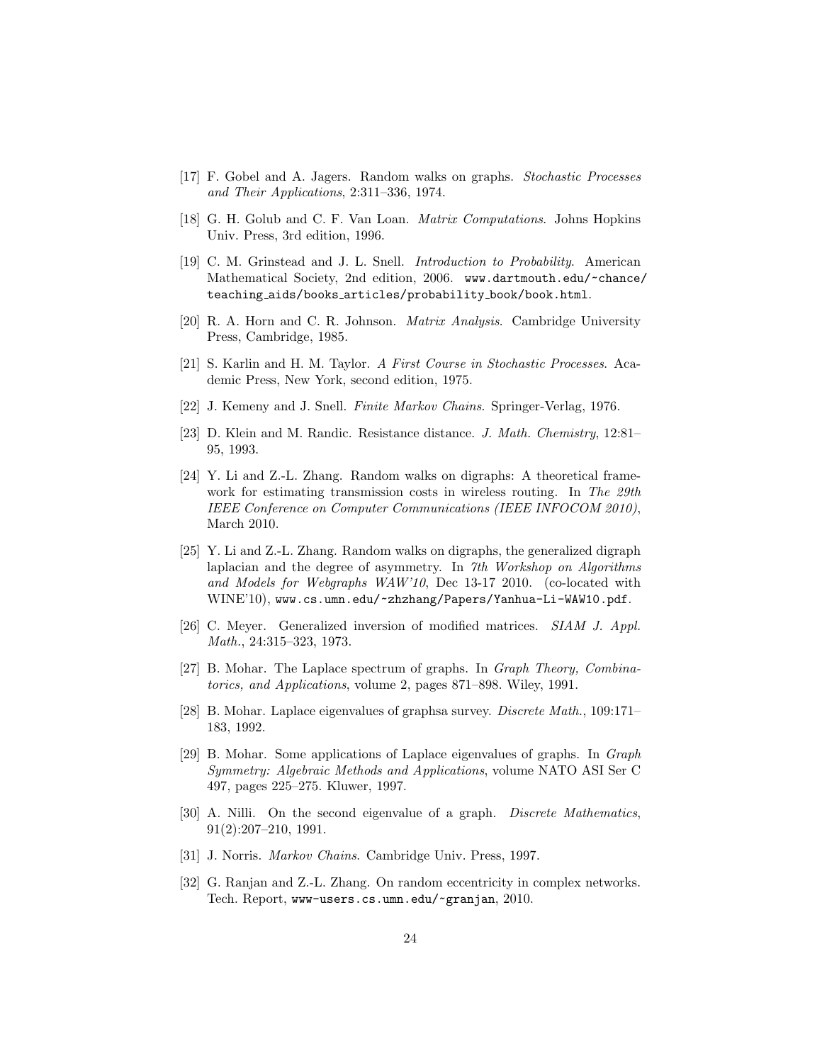[17] F. Gobel and A. Jagers. Random walks on graphs. *Stochastic Processes and Their Applications*, 2:311–336, 1974.

[18] G. H. Golub and C. F. Van Loan. *Matrix Computations*. Johns Hopkins Univ. Press, 3rd edition, 1996.

[19] C. M. Grinstead and J. L. Snell. *Introduction to Probability*. American Mathematical Society, 2nd edition, 2006. www.dartmouth.edu/~chance/teaching_aids/books_articles/probability_book/book.html.

[20] R. A. Horn and C. R. Johnson. *Matrix Analysis*. Cambridge University Press, Cambridge, 1985.

[21] S. Karlin and H. M. Taylor. *A First Course in Stochastic Processes*. Academic Press, New York, second edition, 1975.

[22] J. Kemeny and J. Snell. *Finite Markov Chains*. Springer-Verlag, 1976.

[23] D. Klein and M. Randic. Resistance distance. *J. Math. Chemistry*, 12:81–95, 1993.

[24] Y. Li and Z.-L. Zhang. Random walks on digraphs: A theoretical framework for estimating transmission costs in wireless routing. In *The 29th IEEE Conference on Computer Communications (IEEE INFOCOM 2010)*, March 2010.

[25] Y. Li and Z.-L. Zhang. Random walks on digraphs, the generalized digraph laplacian and the degree of asymmetry. In *7th Workshop on Algorithms and Models for Webgraphs WAW'10*, Dec 13-17 2010. (co-located with WINE'10), www.cs.umn.edu/~zhzhang/Papers/Yanhua-Li-WAW10.pdf.

[26] C. Meyer. Generalized inversion of modified matrices. *SIAM J. Appl. Math.*, 24:315–323, 1973.

[27] B. Mohar. The Laplace spectrum of graphs. In *Graph Theory, Combinatorics, and Applications*, volume 2, pages 871–898. Wiley, 1991.

[28] B. Mohar. Laplace eigenvalues of graphsa survey. *Discrete Math.*, 109:171–183, 1992.

[29] B. Mohar. Some applications of Laplace eigenvalues of graphs. In *Graph Symmetry: Algebraic Methods and Applications*, volume NATO ASI Ser C 497, pages 225–275. Kluwer, 1997.

[30] A. Nilli. On the second eigenvalue of a graph. *Discrete Mathematics*, 91(2):207–210, 1991.

[31] J. Norris. *Markov Chains*. Cambridge Univ. Press, 1997.

[32] G. Ranjan and Z.-L. Zhang. On random eccentricity in complex networks. Tech. Report, www-users.cs.umn.edu/~granjan, 2010.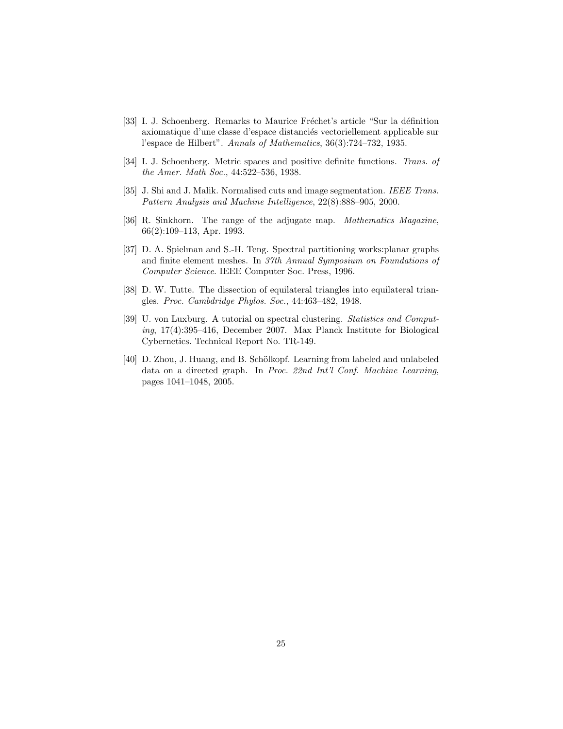[33] I. J. Schoenberg. Remarks to Maurice Fréchet's article "Sur la définition axiomatique d'une classe d'espace distanciés vectoriellement applicable sur l'espace de Hilbert". *Annals of Mathematics*, 36(3):724–732, 1935.

[34] I. J. Schoenberg. Metric spaces and positive definite functions. *Trans. of the Amer. Math Soc.*, 44:522–536, 1938.

[35] J. Shi and J. Malik. Normalised cuts and image segmentation. *IEEE Trans. Pattern Analysis and Machine Intelligence*, 22(8):888–905, 2000.

[36] R. Sinkhorn. The range of the adjugate map. *Mathematics Magazine*, 66(2):109–113, Apr. 1993.

[37] D. A. Spielman and S.-H. Teng. Spectral partitioning works:planar graphs and finite element meshes. In *37th Annual Symposium on Foundations of Computer Science*. IEEE Computer Soc. Press, 1996.

[38] D. W. Tutte. The dissection of equilateral triangles into equilateral triangles. *Proc. Cambdridge Phylos. Soc.*, 44:463–482, 1948.

[39] U. von Luxburg. A tutorial on spectral clustering. *Statistics and Computing*, 17(4):395–416, December 2007. Max Planck Institute for Biological Cybernetics. Technical Report No. TR-149.

[40] D. Zhou, J. Huang, and B. Schölkopf. Learning from labeled and unlabeled data on a directed graph. In *Proc. 22nd Int'l Conf. Machine Learning*, pages 1041–1048, 2005.